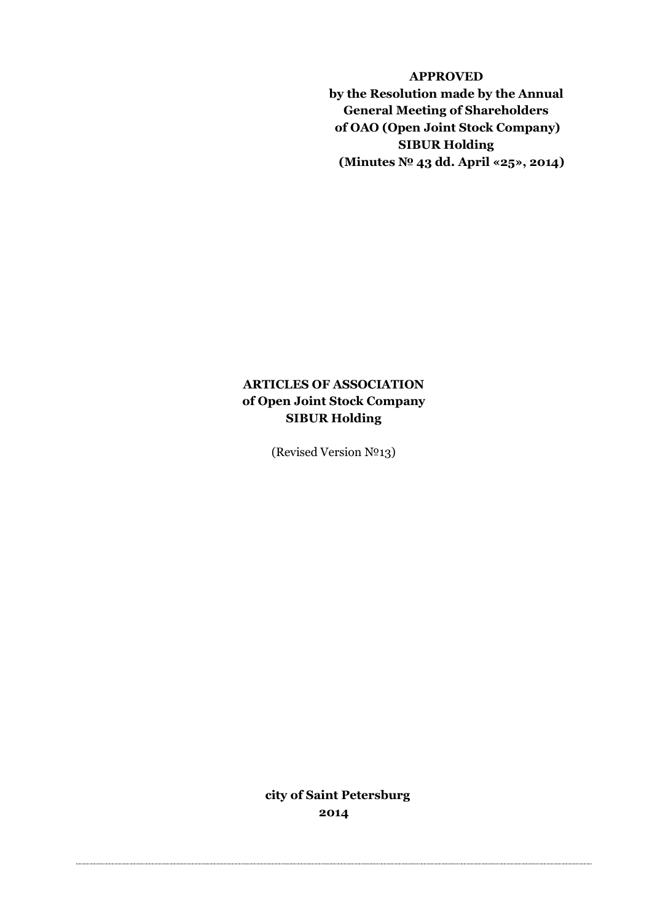**APPROVED**
**by the Resolution made by the Annual General Meeting of Shareholders of OAO (Open Joint Stock Company) SIBUR Holding**
**(Minutes № 43 dd. April «25», 2014)**

# ARTICLES OF ASSOCIATION of Open Joint Stock Company SIBUR Holding

(Revised Version №13)

**city of Saint Petersburg**
**2014**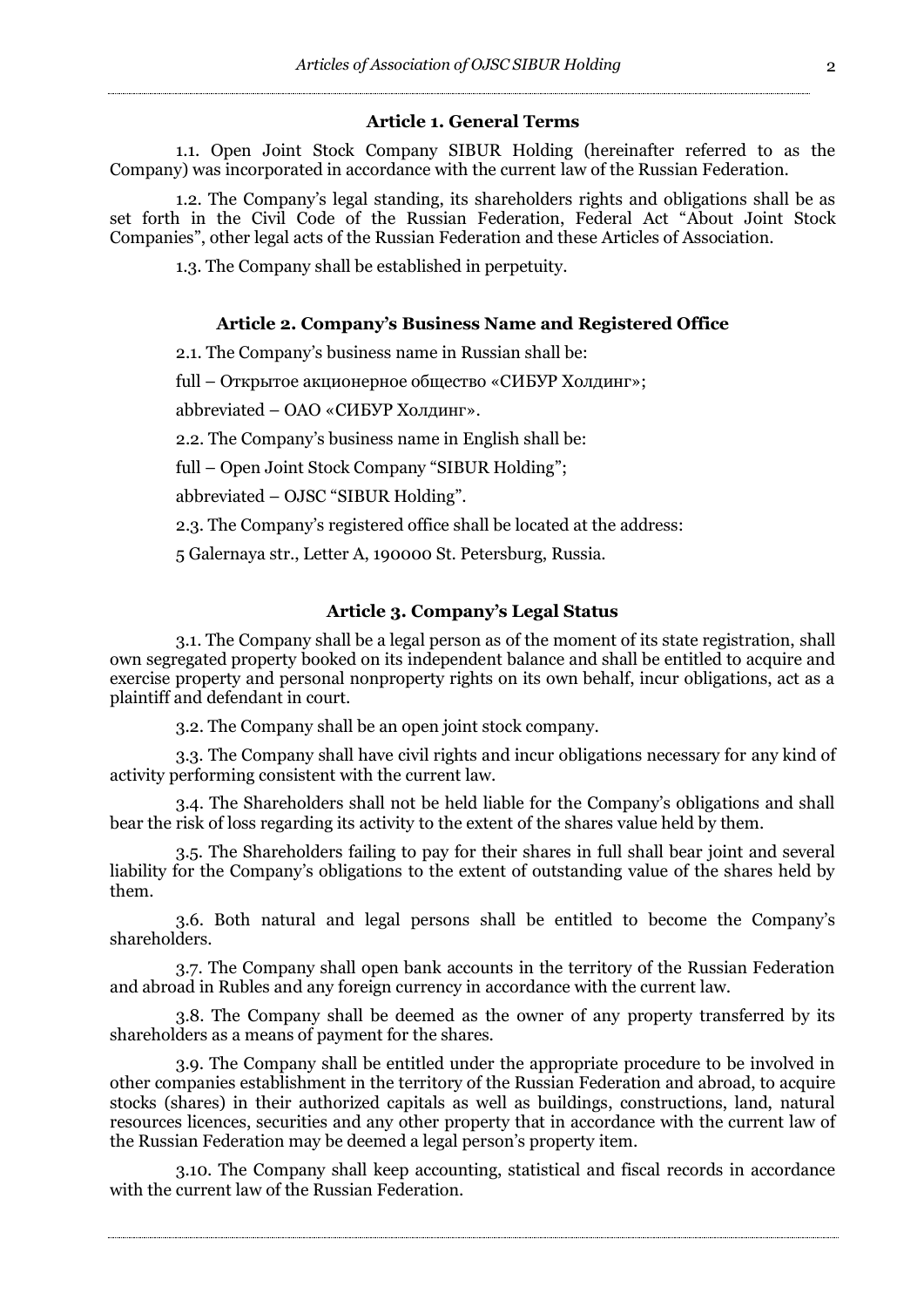## Article 1. General Terms

1.1. Open Joint Stock Company SIBUR Holding (hereinafter referred to as the Company) was incorporated in accordance with the current law of the Russian Federation.

1.2. The Company's legal standing, its shareholders rights and obligations shall be as set forth in the Civil Code of the Russian Federation, Federal Act "About Joint Stock Companies", other legal acts of the Russian Federation and these Articles of Association.

1.3. The Company shall be established in perpetuity.

## Article 2. Company's Business Name and Registered Office

2.1. The Company's business name in Russian shall be:

full – Открытое акционерное общество «СИБУР Холдинг»;

abbreviated – ОАО «СИБУР Холдинг».

2.2. The Company's business name in English shall be:

full – Open Joint Stock Company "SIBUR Holding";

abbreviated – OJSC "SIBUR Holding".

2.3. The Company's registered office shall be located at the address:

5 Galernaya str., Letter A, 190000 St. Petersburg, Russia.

## Article 3. Company's Legal Status

3.1. The Company shall be a legal person as of the moment of its state registration, shall own segregated property booked on its independent balance and shall be entitled to acquire and exercise property and personal nonproperty rights on its own behalf, incur obligations, act as a plaintiff and defendant in court.

3.2. The Company shall be an open joint stock company.

3.3. The Company shall have civil rights and incur obligations necessary for any kind of activity performing consistent with the current law.

3.4. The Shareholders shall not be held liable for the Company's obligations and shall bear the risk of loss regarding its activity to the extent of the shares value held by them.

3.5. The Shareholders failing to pay for their shares in full shall bear joint and several liability for the Company's obligations to the extent of outstanding value of the shares held by them.

3.6. Both natural and legal persons shall be entitled to become the Company's shareholders.

3.7. The Company shall open bank accounts in the territory of the Russian Federation and abroad in Rubles and any foreign currency in accordance with the current law.

3.8. The Company shall be deemed as the owner of any property transferred by its shareholders as a means of payment for the shares.

3.9. The Company shall be entitled under the appropriate procedure to be involved in other companies establishment in the territory of the Russian Federation and abroad, to acquire stocks (shares) in their authorized capitals as well as buildings, constructions, land, natural resources licences, securities and any other property that in accordance with the current law of the Russian Federation may be deemed a legal person's property item.

3.10. The Company shall keep accounting, statistical and fiscal records in accordance with the current law of the Russian Federation.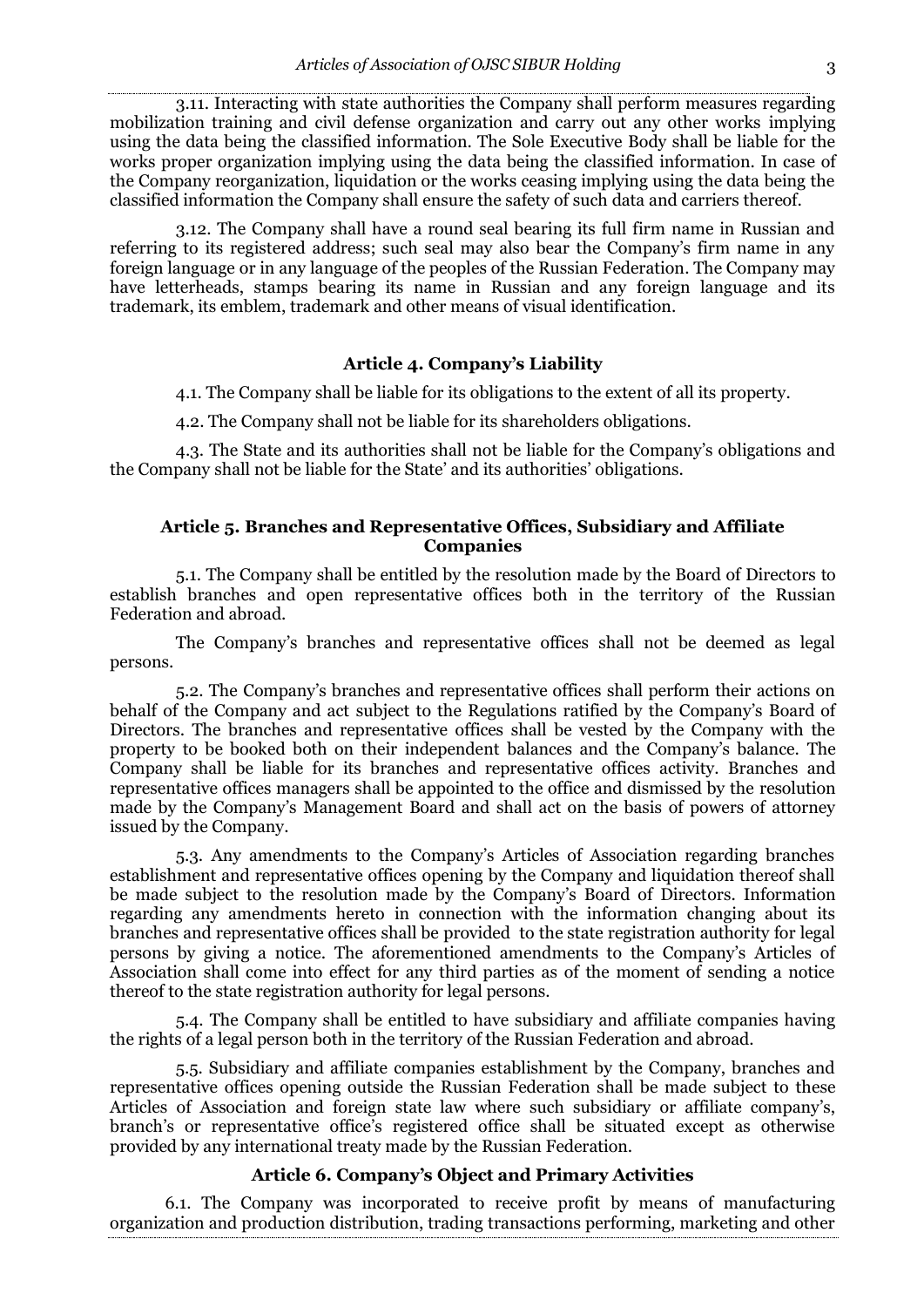3.11. Interacting with state authorities the Company shall perform measures regarding mobilization training and civil defense organization and carry out any other works implying using the data being the classified information. The Sole Executive Body shall be liable for the works proper organization implying using the data being the classified information. In case of the Company reorganization, liquidation or the works ceasing implying using the data being the classified information the Company shall ensure the safety of such data and carriers thereof.

3.12. The Company shall have a round seal bearing its full firm name in Russian and referring to its registered address; such seal may also bear the Company's firm name in any foreign language or in any language of the peoples of the Russian Federation. The Company may have letterheads, stamps bearing its name in Russian and any foreign language and its trademark, its emblem, trademark and other means of visual identification.

### Article 4. Company's Liability

4.1. The Company shall be liable for its obligations to the extent of all its property.

4.2. The Company shall not be liable for its shareholders obligations.

4.3. The State and its authorities shall not be liable for the Company's obligations and the Company shall not be liable for the State' and its authorities' obligations.

### Article 5. Branches and Representative Offices, Subsidiary and Affiliate Companies

5.1. The Company shall be entitled by the resolution made by the Board of Directors to establish branches and open representative offices both in the territory of the Russian Federation and abroad.

The Company's branches and representative offices shall not be deemed as legal persons.

5.2. The Company's branches and representative offices shall perform their actions on behalf of the Company and act subject to the Regulations ratified by the Company's Board of Directors. The branches and representative offices shall be vested by the Company with the property to be booked both on their independent balances and the Company's balance. The Company shall be liable for its branches and representative offices activity. Branches and representative offices managers shall be appointed to the office and dismissed by the resolution made by the Company's Management Board and shall act on the basis of powers of attorney issued by the Company.

5.3. Any amendments to the Company's Articles of Association regarding branches establishment and representative offices opening by the Company and liquidation thereof shall be made subject to the resolution made by the Company's Board of Directors. Information regarding any amendments hereto in connection with the information changing about its branches and representative offices shall be provided to the state registration authority for legal persons by giving a notice. The aforementioned amendments to the Company's Articles of Association shall come into effect for any third parties as of the moment of sending a notice thereof to the state registration authority for legal persons.

5.4. The Company shall be entitled to have subsidiary and affiliate companies having the rights of a legal person both in the territory of the Russian Federation and abroad.

5.5. Subsidiary and affiliate companies establishment by the Company, branches and representative offices opening outside the Russian Federation shall be made subject to these Articles of Association and foreign state law where such subsidiary or affiliate company's, branch's or representative office's registered office shall be situated except as otherwise provided by any international treaty made by the Russian Federation.

### Article 6. Company's Object and Primary Activities

6.1. The Company was incorporated to receive profit by means of manufacturing organization and production distribution, trading transactions performing, marketing and other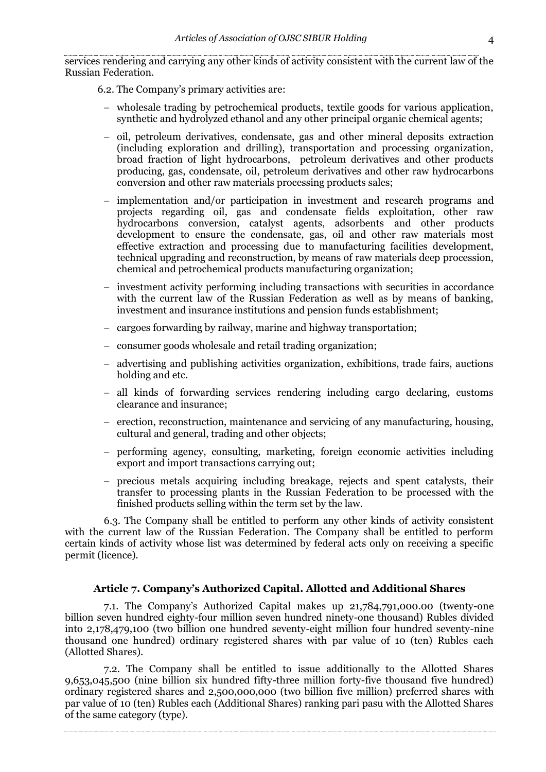services rendering and carrying any other kinds of activity consistent with the current law of the Russian Federation.

6.2. The Company's primary activities are:

- wholesale trading by petrochemical products, textile goods for various application, synthetic and hydrolyzed ethanol and any other principal organic chemical agents;
- oil, petroleum derivatives, condensate, gas and other mineral deposits extraction (including exploration and drilling), transportation and processing organization, broad fraction of light hydrocarbons, petroleum derivatives and other products producing, gas, condensate, oil, petroleum derivatives and other raw hydrocarbons conversion and other raw materials processing products sales;
- implementation and/or participation in investment and research programs and projects regarding oil, gas and condensate fields exploitation, other raw hydrocarbons conversion, catalyst agents, adsorbents and other products development to ensure the condensate, gas, oil and other raw materials most effective extraction and processing due to manufacturing facilities development, technical upgrading and reconstruction, by means of raw materials deep procession, chemical and petrochemical products manufacturing organization;
- investment activity performing including transactions with securities in accordance with the current law of the Russian Federation as well as by means of banking, investment and insurance institutions and pension funds establishment;
- cargoes forwarding by railway, marine and highway transportation;
- consumer goods wholesale and retail trading organization;
- advertising and publishing activities organization, exhibitions, trade fairs, auctions holding and etc.
- all kinds of forwarding services rendering including cargo declaring, customs clearance and insurance;
- erection, reconstruction, maintenance and servicing of any manufacturing, housing, cultural and general, trading and other objects;
- performing agency, consulting, marketing, foreign economic activities including export and import transactions carrying out;
- precious metals acquiring including breakage, rejects and spent catalysts, their transfer to processing plants in the Russian Federation to be processed with the finished products selling within the term set by the law.

6.3. The Company shall be entitled to perform any other kinds of activity consistent with the current law of the Russian Federation. The Company shall be entitled to perform certain kinds of activity whose list was determined by federal acts only on receiving a specific permit (licence).

### Article 7. Company's Authorized Capital. Allotted and Additional Shares

7.1. The Company's Authorized Capital makes up 21,784,791,000.00 (twenty-one billion seven hundred eighty-four million seven hundred ninety-one thousand) Rubles divided into 2,178,479,100 (two billion one hundred seventy-eight million four hundred seventy-nine thousand one hundred) ordinary registered shares with par value of 10 (ten) Rubles each (Allotted Shares).

7.2. The Company shall be entitled to issue additionally to the Allotted Shares 9,653,045,500 (nine billion six hundred fifty-three million forty-five thousand five hundred) ordinary registered shares and 2,500,000,000 (two billion five million) preferred shares with par value of 10 (ten) Rubles each (Additional Shares) ranking pari pasu with the Allotted Shares of the same category (type).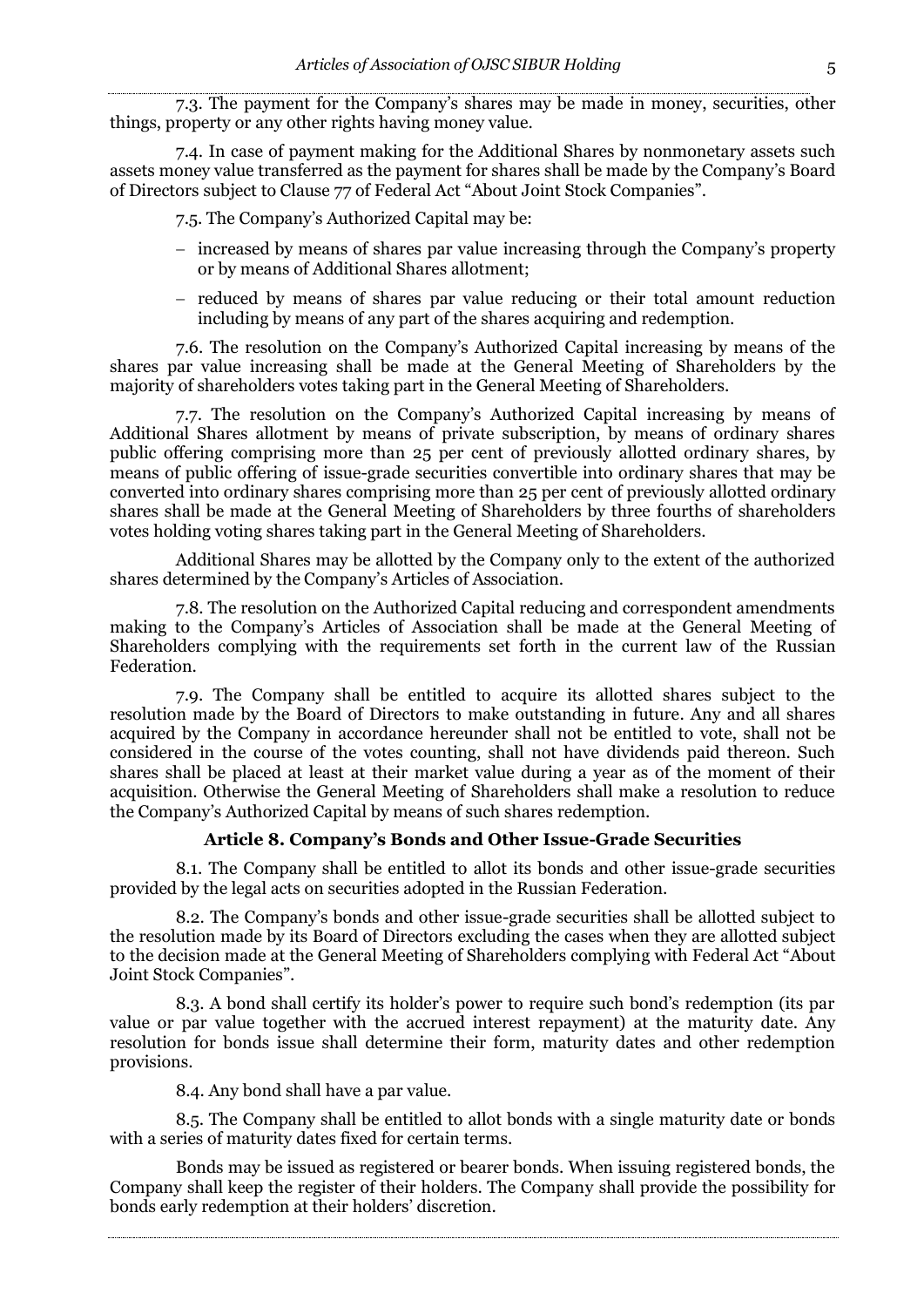7.3. The payment for the Company's shares may be made in money, securities, other things, property or any other rights having money value.

7.4. In case of payment making for the Additional Shares by nonmonetary assets such assets money value transferred as the payment for shares shall be made by the Company's Board of Directors subject to Clause 77 of Federal Act "About Joint Stock Companies".

7.5. The Company's Authorized Capital may be:

- increased by means of shares par value increasing through the Company's property or by means of Additional Shares allotment;
- reduced by means of shares par value reducing or their total amount reduction including by means of any part of the shares acquiring and redemption.

7.6. The resolution on the Company's Authorized Capital increasing by means of the shares par value increasing shall be made at the General Meeting of Shareholders by the majority of shareholders votes taking part in the General Meeting of Shareholders.

7.7. The resolution on the Company's Authorized Capital increasing by means of Additional Shares allotment by means of private subscription, by means of ordinary shares public offering comprising more than 25 per cent of previously allotted ordinary shares, by means of public offering of issue-grade securities convertible into ordinary shares that may be converted into ordinary shares comprising more than 25 per cent of previously allotted ordinary shares shall be made at the General Meeting of Shareholders by three fourths of shareholders votes holding voting shares taking part in the General Meeting of Shareholders.

Additional Shares may be allotted by the Company only to the extent of the authorized shares determined by the Company's Articles of Association.

7.8. The resolution on the Authorized Capital reducing and correspondent amendments making to the Company's Articles of Association shall be made at the General Meeting of Shareholders complying with the requirements set forth in the current law of the Russian Federation.

7.9. The Company shall be entitled to acquire its allotted shares subject to the resolution made by the Board of Directors to make outstanding in future. Any and all shares acquired by the Company in accordance hereunder shall not be entitled to vote, shall not be considered in the course of the votes counting, shall not have dividends paid thereon. Such shares shall be placed at least at their market value during a year as of the moment of their acquisition. Otherwise the General Meeting of Shareholders shall make a resolution to reduce the Company's Authorized Capital by means of such shares redemption.

### Article 8. Company's Bonds and Other Issue-Grade Securities

8.1. The Company shall be entitled to allot its bonds and other issue-grade securities provided by the legal acts on securities adopted in the Russian Federation.

8.2. The Company's bonds and other issue-grade securities shall be allotted subject to the resolution made by its Board of Directors excluding the cases when they are allotted subject to the decision made at the General Meeting of Shareholders complying with Federal Act "About Joint Stock Companies".

8.3. A bond shall certify its holder's power to require such bond's redemption (its par value or par value together with the accrued interest repayment) at the maturity date. Any resolution for bonds issue shall determine their form, maturity dates and other redemption provisions.

8.4. Any bond shall have a par value.

8.5. The Company shall be entitled to allot bonds with a single maturity date or bonds with a series of maturity dates fixed for certain terms.

Bonds may be issued as registered or bearer bonds. When issuing registered bonds, the Company shall keep the register of their holders. The Company shall provide the possibility for bonds early redemption at their holders' discretion.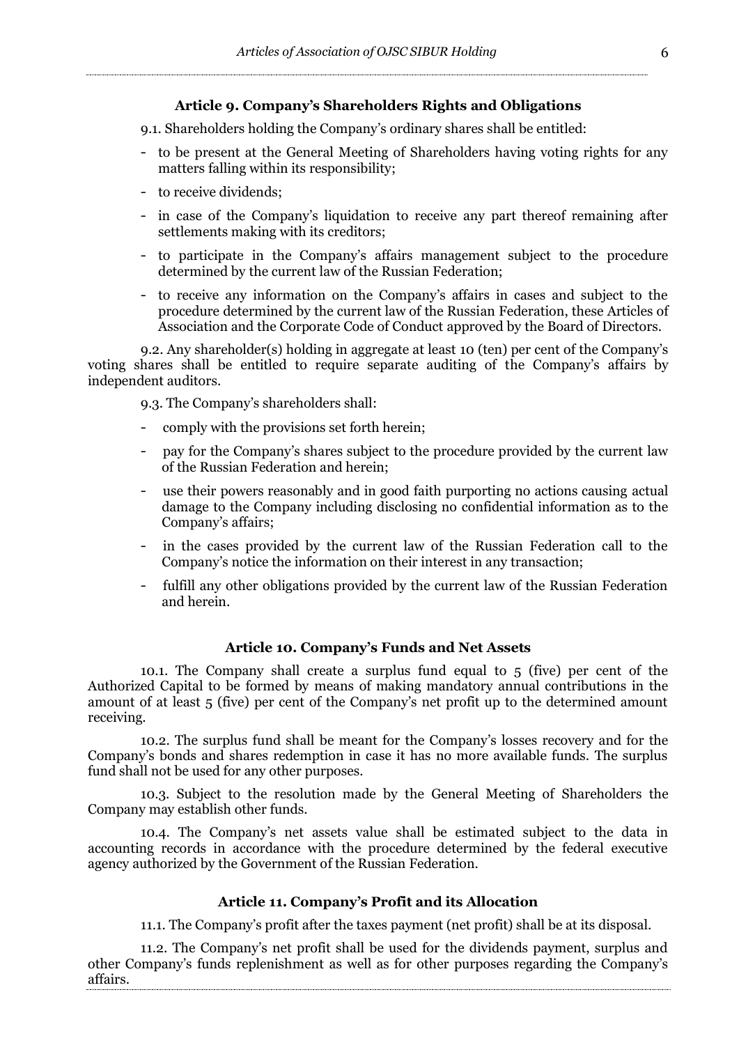### Article 9. Company's Shareholders Rights and Obligations

9.1. Shareholders holding the Company's ordinary shares shall be entitled:

- to be present at the General Meeting of Shareholders having voting rights for any matters falling within its responsibility;
- to receive dividends;
- in case of the Company's liquidation to receive any part thereof remaining after settlements making with its creditors;
- to participate in the Company's affairs management subject to the procedure determined by the current law of the Russian Federation;
- to receive any information on the Company's affairs in cases and subject to the procedure determined by the current law of the Russian Federation, these Articles of Association and the Corporate Code of Conduct approved by the Board of Directors.

9.2. Any shareholder(s) holding in aggregate at least 10 (ten) per cent of the Company's voting shares shall be entitled to require separate auditing of the Company's affairs by independent auditors.

9.3. The Company's shareholders shall:

- comply with the provisions set forth herein;
- pay for the Company's shares subject to the procedure provided by the current law of the Russian Federation and herein;
- use their powers reasonably and in good faith purporting no actions causing actual damage to the Company including disclosing no confidential information as to the Company's affairs;
- in the cases provided by the current law of the Russian Federation call to the Company's notice the information on their interest in any transaction;
- fulfill any other obligations provided by the current law of the Russian Federation and herein.

### Article 10. Company's Funds and Net Assets

10.1. The Company shall create a surplus fund equal to 5 (five) per cent of the Authorized Capital to be formed by means of making mandatory annual contributions in the amount of at least 5 (five) per cent of the Company's net profit up to the determined amount receiving.

10.2. The surplus fund shall be meant for the Company's losses recovery and for the Company's bonds and shares redemption in case it has no more available funds. The surplus fund shall not be used for any other purposes.

10.3. Subject to the resolution made by the General Meeting of Shareholders the Company may establish other funds.

10.4. The Company's net assets value shall be estimated subject to the data in accounting records in accordance with the procedure determined by the federal executive agency authorized by the Government of the Russian Federation.

### Article 11. Company's Profit and its Allocation

11.1. The Company's profit after the taxes payment (net profit) shall be at its disposal.

11.2. The Company's net profit shall be used for the dividends payment, surplus and other Company's funds replenishment as well as for other purposes regarding the Company's affairs.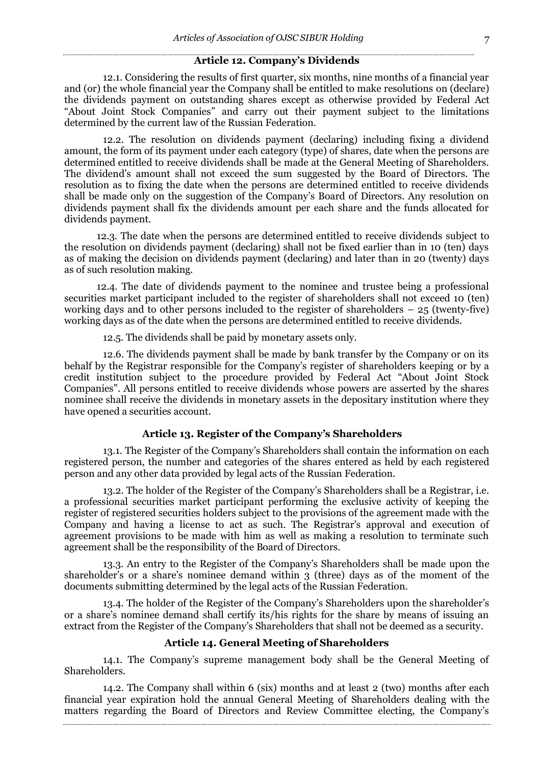### Article 12. Company's Dividends

12.1. Considering the results of first quarter, six months, nine months of a financial year and (or) the whole financial year the Company shall be entitled to make resolutions on (declare) the dividends payment on outstanding shares except as otherwise provided by Federal Act "About Joint Stock Companies" and carry out their payment subject to the limitations determined by the current law of the Russian Federation.

12.2. The resolution on dividends payment (declaring) including fixing a dividend amount, the form of its payment under each category (type) of shares, date when the persons are determined entitled to receive dividends shall be made at the General Meeting of Shareholders. The dividend's amount shall not exceed the sum suggested by the Board of Directors. The resolution as to fixing the date when the persons are determined entitled to receive dividends shall be made only on the suggestion of the Company's Board of Directors. Any resolution on dividends payment shall fix the dividends amount per each share and the funds allocated for dividends payment.

12.3. The date when the persons are determined entitled to receive dividends subject to the resolution on dividends payment (declaring) shall not be fixed earlier than in 10 (ten) days as of making the decision on dividends payment (declaring) and later than in 20 (twenty) days as of such resolution making.

12.4. The date of dividends payment to the nominee and trustee being a professional securities market participant included to the register of shareholders shall not exceed 10 (ten) working days and to other persons included to the register of shareholders – 25 (twenty-five) working days as of the date when the persons are determined entitled to receive dividends.

12.5. The dividends shall be paid by monetary assets only.

12.6. The dividends payment shall be made by bank transfer by the Company or on its behalf by the Registrar responsible for the Company's register of shareholders keeping or by a credit institution subject to the procedure provided by Federal Act "About Joint Stock Companies". All persons entitled to receive dividends whose powers are asserted by the shares nominee shall receive the dividends in monetary assets in the depositary institution where they have opened a securities account.

### Article 13. Register of the Company's Shareholders

13.1. The Register of the Company's Shareholders shall contain the information on each registered person, the number and categories of the shares entered as held by each registered person and any other data provided by legal acts of the Russian Federation.

13.2. The holder of the Register of the Company's Shareholders shall be a Registrar, i.e. a professional securities market participant performing the exclusive activity of keeping the register of registered securities holders subject to the provisions of the agreement made with the Company and having a license to act as such. The Registrar's approval and execution of agreement provisions to be made with him as well as making a resolution to terminate such agreement shall be the responsibility of the Board of Directors.

13.3. An entry to the Register of the Company's Shareholders shall be made upon the shareholder's or a share's nominee demand within 3 (three) days as of the moment of the documents submitting determined by the legal acts of the Russian Federation.

13.4. The holder of the Register of the Company's Shareholders upon the shareholder's or a share's nominee demand shall certify its/his rights for the share by means of issuing an extract from the Register of the Company's Shareholders that shall not be deemed as a security.

### Article 14. General Meeting of Shareholders

14.1. The Company's supreme management body shall be the General Meeting of Shareholders.

14.2. The Company shall within 6 (six) months and at least 2 (two) months after each financial year expiration hold the annual General Meeting of Shareholders dealing with the matters regarding the Board of Directors and Review Committee electing, the Company's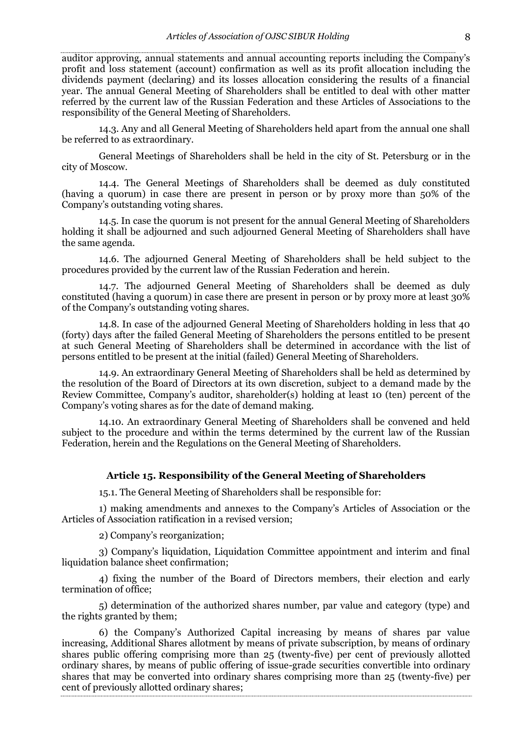auditor approving, annual statements and annual accounting reports including the Company's profit and loss statement (account) confirmation as well as its profit allocation including the dividends payment (declaring) and its losses allocation considering the results of a financial year. The annual General Meeting of Shareholders shall be entitled to deal with other matter referred by the current law of the Russian Federation and these Articles of Associations to the responsibility of the General Meeting of Shareholders.

14.3. Any and all General Meeting of Shareholders held apart from the annual one shall be referred to as extraordinary.

General Meetings of Shareholders shall be held in the city of St. Petersburg or in the city of Moscow.

14.4. The General Meetings of Shareholders shall be deemed as duly constituted (having a quorum) in case there are present in person or by proxy more than 50% of the Company's outstanding voting shares.

14.5. In case the quorum is not present for the annual General Meeting of Shareholders holding it shall be adjourned and such adjourned General Meeting of Shareholders shall have the same agenda.

14.6. The adjourned General Meeting of Shareholders shall be held subject to the procedures provided by the current law of the Russian Federation and herein.

14.7. The adjourned General Meeting of Shareholders shall be deemed as duly constituted (having a quorum) in case there are present in person or by proxy more at least 30% of the Company's outstanding voting shares.

14.8. In case of the adjourned General Meeting of Shareholders holding in less that 40 (forty) days after the failed General Meeting of Shareholders the persons entitled to be present at such General Meeting of Shareholders shall be determined in accordance with the list of persons entitled to be present at the initial (failed) General Meeting of Shareholders.

14.9. An extraordinary General Meeting of Shareholders shall be held as determined by the resolution of the Board of Directors at its own discretion, subject to a demand made by the Review Committee, Company's auditor, shareholder(s) holding at least 10 (ten) percent of the Company's voting shares as for the date of demand making.

14.10. An extraordinary General Meeting of Shareholders shall be convened and held subject to the procedure and within the terms determined by the current law of the Russian Federation, herein and the Regulations on the General Meeting of Shareholders.

### Article 15. Responsibility of the General Meeting of Shareholders

15.1. The General Meeting of Shareholders shall be responsible for:

1) making amendments and annexes to the Company's Articles of Association or the Articles of Association ratification in a revised version;

2) Company's reorganization;

3) Company's liquidation, Liquidation Committee appointment and interim and final liquidation balance sheet confirmation;

4) fixing the number of the Board of Directors members, their election and early termination of office;

5) determination of the authorized shares number, par value and category (type) and the rights granted by them;

6) the Company's Authorized Capital increasing by means of shares par value increasing, Additional Shares allotment by means of private subscription, by means of ordinary shares public offering comprising more than 25 (twenty-five) per cent of previously allotted ordinary shares, by means of public offering of issue-grade securities convertible into ordinary shares that may be converted into ordinary shares comprising more than 25 (twenty-five) per cent of previously allotted ordinary shares;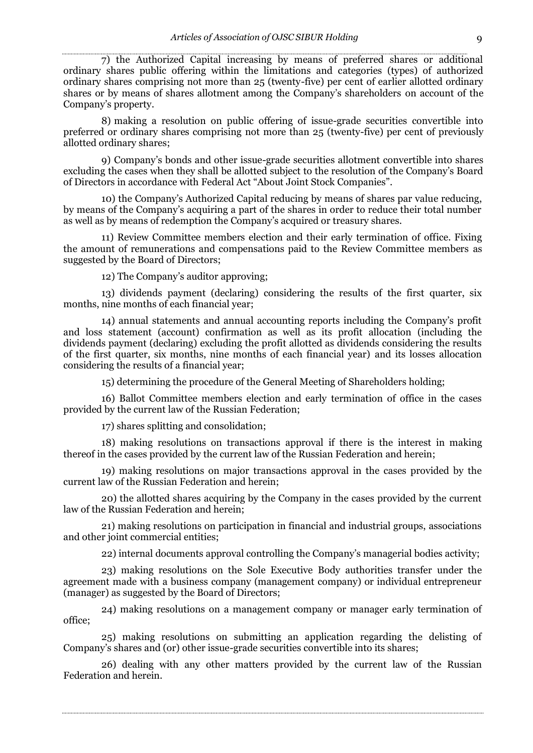7) the Authorized Capital increasing by means of preferred shares or additional ordinary shares public offering within the limitations and categories (types) of authorized ordinary shares comprising not more than 25 (twenty-five) per cent of earlier allotted ordinary shares or by means of shares allotment among the Company's shareholders on account of the Company's property.

8) making a resolution on public offering of issue-grade securities convertible into preferred or ordinary shares comprising not more than 25 (twenty-five) per cent of previously allotted ordinary shares;

9) Company's bonds and other issue-grade securities allotment convertible into shares excluding the cases when they shall be allotted subject to the resolution of the Company's Board of Directors in accordance with Federal Act "About Joint Stock Companies".

10) the Company's Authorized Capital reducing by means of shares par value reducing, by means of the Company's acquiring a part of the shares in order to reduce their total number as well as by means of redemption the Company's acquired or treasury shares.

11) Review Committee members election and their early termination of office. Fixing the amount of remunerations and compensations paid to the Review Committee members as suggested by the Board of Directors;

12) The Company's auditor approving;

13) dividends payment (declaring) considering the results of the first quarter, six months, nine months of each financial year;

14) annual statements and annual accounting reports including the Company's profit and loss statement (account) confirmation as well as its profit allocation (including the dividends payment (declaring) excluding the profit allotted as dividends considering the results of the first quarter, six months, nine months of each financial year) and its losses allocation considering the results of a financial year;

15) determining the procedure of the General Meeting of Shareholders holding;

16) Ballot Committee members election and early termination of office in the cases provided by the current law of the Russian Federation;

17) shares splitting and consolidation;

18) making resolutions on transactions approval if there is the interest in making thereof in the cases provided by the current law of the Russian Federation and herein;

19) making resolutions on major transactions approval in the cases provided by the current law of the Russian Federation and herein;

20) the allotted shares acquiring by the Company in the cases provided by the current law of the Russian Federation and herein;

21) making resolutions on participation in financial and industrial groups, associations and other joint commercial entities;

22) internal documents approval controlling the Company's managerial bodies activity;

23) making resolutions on the Sole Executive Body authorities transfer under the agreement made with a business company (management company) or individual entrepreneur (manager) as suggested by the Board of Directors;

24) making resolutions on a management company or manager early termination of office;

25) making resolutions on submitting an application regarding the delisting of Company's shares and (or) other issue-grade securities convertible into its shares;

26) dealing with any other matters provided by the current law of the Russian Federation and herein.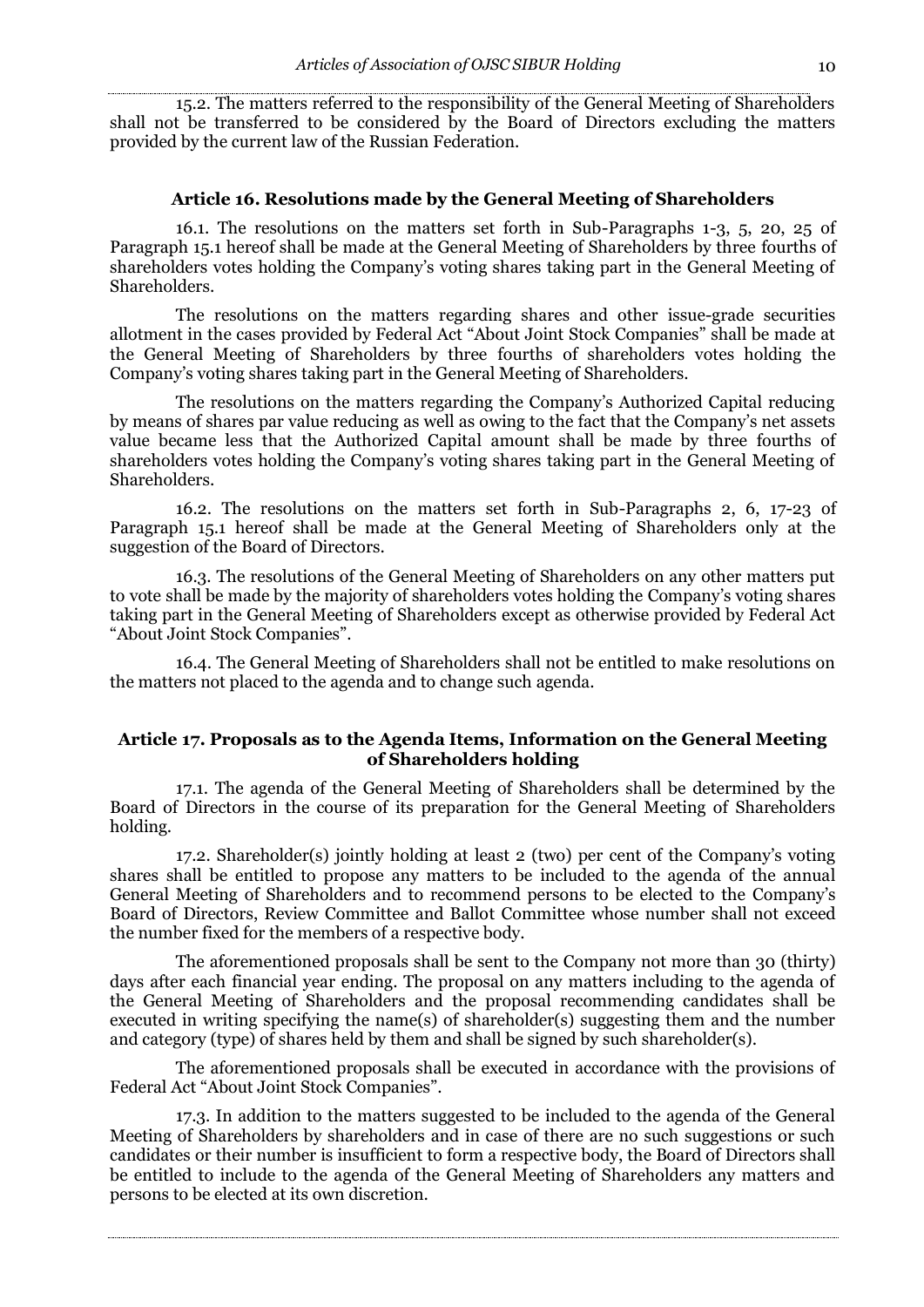15.2. The matters referred to the responsibility of the General Meeting of Shareholders shall not be transferred to be considered by the Board of Directors excluding the matters provided by the current law of the Russian Federation.

### Article 16. Resolutions made by the General Meeting of Shareholders

16.1. The resolutions on the matters set forth in Sub-Paragraphs 1-3, 5, 20, 25 of Paragraph 15.1 hereof shall be made at the General Meeting of Shareholders by three fourths of shareholders votes holding the Company's voting shares taking part in the General Meeting of Shareholders.

The resolutions on the matters regarding shares and other issue-grade securities allotment in the cases provided by Federal Act "About Joint Stock Companies" shall be made at the General Meeting of Shareholders by three fourths of shareholders votes holding the Company's voting shares taking part in the General Meeting of Shareholders.

The resolutions on the matters regarding the Company's Authorized Capital reducing by means of shares par value reducing as well as owing to the fact that the Company's net assets value became less that the Authorized Capital amount shall be made by three fourths of shareholders votes holding the Company's voting shares taking part in the General Meeting of Shareholders.

16.2. The resolutions on the matters set forth in Sub-Paragraphs 2, 6, 17-23 of Paragraph 15.1 hereof shall be made at the General Meeting of Shareholders only at the suggestion of the Board of Directors.

16.3. The resolutions of the General Meeting of Shareholders on any other matters put to vote shall be made by the majority of shareholders votes holding the Company's voting shares taking part in the General Meeting of Shareholders except as otherwise provided by Federal Act "About Joint Stock Companies".

16.4. The General Meeting of Shareholders shall not be entitled to make resolutions on the matters not placed to the agenda and to change such agenda.

### Article 17. Proposals as to the Agenda Items, Information on the General Meeting of Shareholders holding

17.1. The agenda of the General Meeting of Shareholders shall be determined by the Board of Directors in the course of its preparation for the General Meeting of Shareholders holding.

17.2. Shareholder(s) jointly holding at least 2 (two) per cent of the Company's voting shares shall be entitled to propose any matters to be included to the agenda of the annual General Meeting of Shareholders and to recommend persons to be elected to the Company's Board of Directors, Review Committee and Ballot Committee whose number shall not exceed the number fixed for the members of a respective body.

The aforementioned proposals shall be sent to the Company not more than 30 (thirty) days after each financial year ending. The proposal on any matters including to the agenda of the General Meeting of Shareholders and the proposal recommending candidates shall be executed in writing specifying the name(s) of shareholder(s) suggesting them and the number and category (type) of shares held by them and shall be signed by such shareholder(s).

The aforementioned proposals shall be executed in accordance with the provisions of Federal Act "About Joint Stock Companies".

17.3. In addition to the matters suggested to be included to the agenda of the General Meeting of Shareholders by shareholders and in case of there are no such suggestions or such candidates or their number is insufficient to form a respective body, the Board of Directors shall be entitled to include to the agenda of the General Meeting of Shareholders any matters and persons to be elected at its own discretion.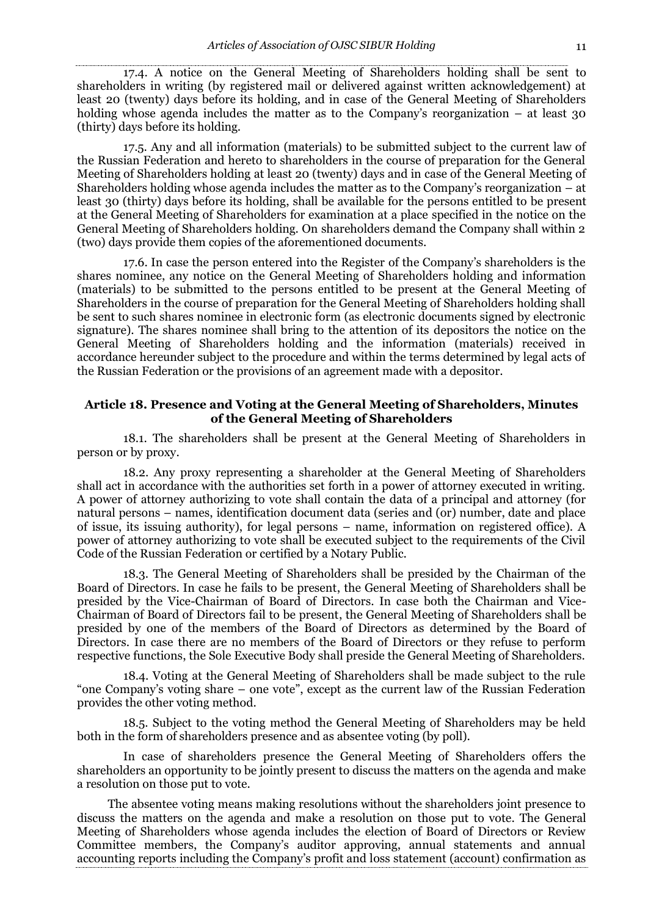17.4. A notice on the General Meeting of Shareholders holding shall be sent to shareholders in writing (by registered mail or delivered against written acknowledgement) at least 20 (twenty) days before its holding, and in case of the General Meeting of Shareholders holding whose agenda includes the matter as to the Company's reorganization – at least 30 (thirty) days before its holding.

17.5. Any and all information (materials) to be submitted subject to the current law of the Russian Federation and hereto to shareholders in the course of preparation for the General Meeting of Shareholders holding at least 20 (twenty) days and in case of the General Meeting of Shareholders holding whose agenda includes the matter as to the Company's reorganization – at least 30 (thirty) days before its holding, shall be available for the persons entitled to be present at the General Meeting of Shareholders for examination at a place specified in the notice on the General Meeting of Shareholders holding. On shareholders demand the Company shall within 2 (two) days provide them copies of the aforementioned documents.

17.6. In case the person entered into the Register of the Company's shareholders is the shares nominee, any notice on the General Meeting of Shareholders holding and information (materials) to be submitted to the persons entitled to be present at the General Meeting of Shareholders in the course of preparation for the General Meeting of Shareholders holding shall be sent to such shares nominee in electronic form (as electronic documents signed by electronic signature). The shares nominee shall bring to the attention of its depositors the notice on the General Meeting of Shareholders holding and the information (materials) received in accordance hereunder subject to the procedure and within the terms determined by legal acts of the Russian Federation or the provisions of an agreement made with a depositor.

### Article 18. Presence and Voting at the General Meeting of Shareholders, Minutes of the General Meeting of Shareholders

18.1. The shareholders shall be present at the General Meeting of Shareholders in person or by proxy.

18.2. Any proxy representing a shareholder at the General Meeting of Shareholders shall act in accordance with the authorities set forth in a power of attorney executed in writing. A power of attorney authorizing to vote shall contain the data of a principal and attorney (for natural persons – names, identification document data (series and (or) number, date and place of issue, its issuing authority), for legal persons – name, information on registered office). A power of attorney authorizing to vote shall be executed subject to the requirements of the Civil Code of the Russian Federation or certified by a Notary Public.

18.3. The General Meeting of Shareholders shall be presided by the Chairman of the Board of Directors. In case he fails to be present, the General Meeting of Shareholders shall be presided by the Vice-Chairman of Board of Directors. In case both the Chairman and Vice-Chairman of Board of Directors fail to be present, the General Meeting of Shareholders shall be presided by one of the members of the Board of Directors as determined by the Board of Directors. In case there are no members of the Board of Directors or they refuse to perform respective functions, the Sole Executive Body shall preside the General Meeting of Shareholders.

18.4. Voting at the General Meeting of Shareholders shall be made subject to the rule "one Company's voting share – one vote", except as the current law of the Russian Federation provides the other voting method.

18.5. Subject to the voting method the General Meeting of Shareholders may be held both in the form of shareholders presence and as absentee voting (by poll).

In case of shareholders presence the General Meeting of Shareholders offers the shareholders an opportunity to be jointly present to discuss the matters on the agenda and make a resolution on those put to vote.

The absentee voting means making resolutions without the shareholders joint presence to discuss the matters on the agenda and make a resolution on those put to vote. The General Meeting of Shareholders whose agenda includes the election of Board of Directors or Review Committee members, the Company's auditor approving, annual statements and annual accounting reports including the Company's profit and loss statement (account) confirmation as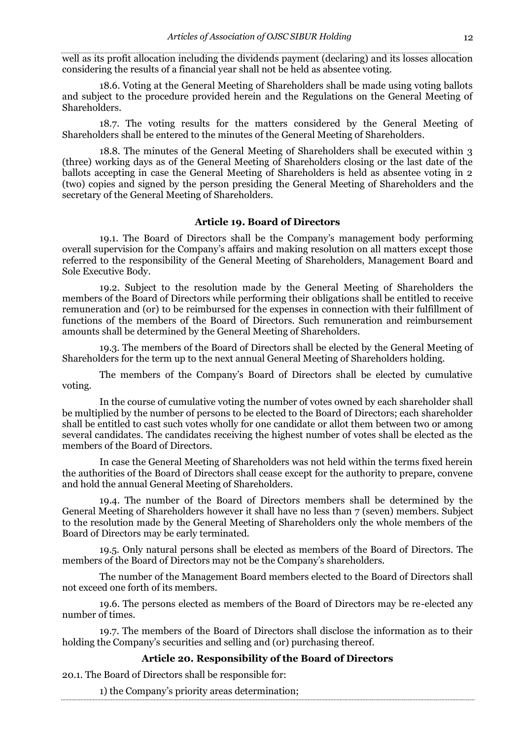well as its profit allocation including the dividends payment (declaring) and its losses allocation considering the results of a financial year shall not be held as absentee voting.

18.6. Voting at the General Meeting of Shareholders shall be made using voting ballots and subject to the procedure provided herein and the Regulations on the General Meeting of Shareholders.

18.7. The voting results for the matters considered by the General Meeting of Shareholders shall be entered to the minutes of the General Meeting of Shareholders.

18.8. The minutes of the General Meeting of Shareholders shall be executed within 3 (three) working days as of the General Meeting of Shareholders closing or the last date of the ballots accepting in case the General Meeting of Shareholders is held as absentee voting in 2 (two) copies and signed by the person presiding the General Meeting of Shareholders and the secretary of the General Meeting of Shareholders.

## Article 19. Board of Directors

19.1. The Board of Directors shall be the Company's management body performing overall supervision for the Company's affairs and making resolution on all matters except those referred to the responsibility of the General Meeting of Shareholders, Management Board and Sole Executive Body.

19.2. Subject to the resolution made by the General Meeting of Shareholders the members of the Board of Directors while performing their obligations shall be entitled to receive remuneration and (or) to be reimbursed for the expenses in connection with their fulfillment of functions of the members of the Board of Directors. Such remuneration and reimbursement amounts shall be determined by the General Meeting of Shareholders.

19.3. The members of the Board of Directors shall be elected by the General Meeting of Shareholders for the term up to the next annual General Meeting of Shareholders holding.

The members of the Company's Board of Directors shall be elected by cumulative voting.

In the course of cumulative voting the number of votes owned by each shareholder shall be multiplied by the number of persons to be elected to the Board of Directors; each shareholder shall be entitled to cast such votes wholly for one candidate or allot them between two or among several candidates. The candidates receiving the highest number of votes shall be elected as the members of the Board of Directors.

In case the General Meeting of Shareholders was not held within the terms fixed herein the authorities of the Board of Directors shall cease except for the authority to prepare, convene and hold the annual General Meeting of Shareholders.

19.4. The number of the Board of Directors members shall be determined by the General Meeting of Shareholders however it shall have no less than 7 (seven) members. Subject to the resolution made by the General Meeting of Shareholders only the whole members of the Board of Directors may be early terminated.

19.5. Only natural persons shall be elected as members of the Board of Directors. The members of the Board of Directors may not be the Company's shareholders.

The number of the Management Board members elected to the Board of Directors shall not exceed one forth of its members.

19.6. The persons elected as members of the Board of Directors may be re-elected any number of times.

19.7. The members of the Board of Directors shall disclose the information as to their holding the Company's securities and selling and (or) purchasing thereof.

## Article 20. Responsibility of the Board of Directors

20.1. The Board of Directors shall be responsible for:

1) the Company's priority areas determination;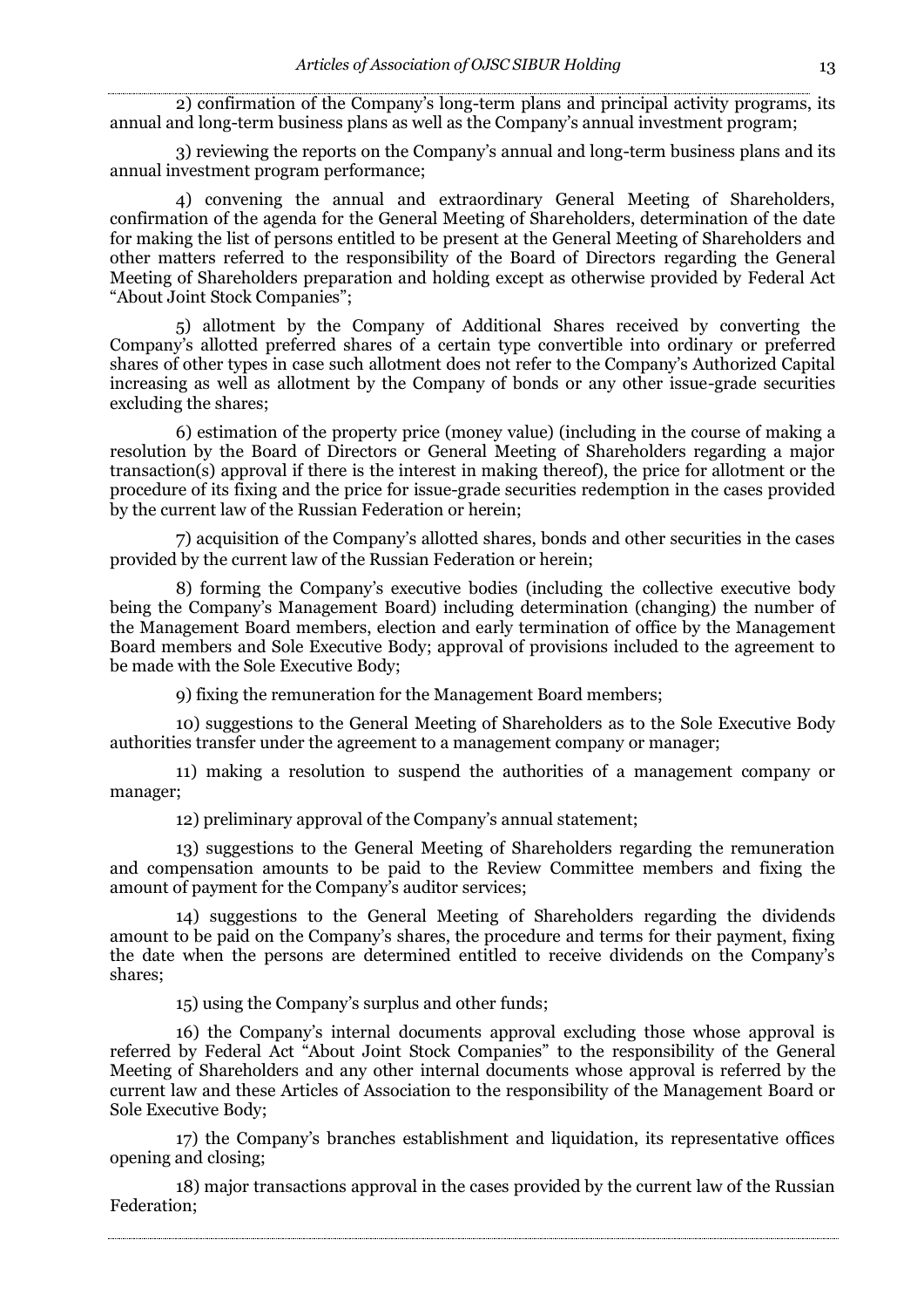2) confirmation of the Company's long-term plans and principal activity programs, its annual and long-term business plans as well as the Company's annual investment program;

3) reviewing the reports on the Company's annual and long-term business plans and its annual investment program performance;

4) convening the annual and extraordinary General Meeting of Shareholders, confirmation of the agenda for the General Meeting of Shareholders, determination of the date for making the list of persons entitled to be present at the General Meeting of Shareholders and other matters referred to the responsibility of the Board of Directors regarding the General Meeting of Shareholders preparation and holding except as otherwise provided by Federal Act "About Joint Stock Companies";

5) allotment by the Company of Additional Shares received by converting the Company's allotted preferred shares of a certain type convertible into ordinary or preferred shares of other types in case such allotment does not refer to the Company's Authorized Capital increasing as well as allotment by the Company of bonds or any other issue-grade securities excluding the shares;

6) estimation of the property price (money value) (including in the course of making a resolution by the Board of Directors or General Meeting of Shareholders regarding a major transaction(s) approval if there is the interest in making thereof), the price for allotment or the procedure of its fixing and the price for issue-grade securities redemption in the cases provided by the current law of the Russian Federation or herein;

7) acquisition of the Company's allotted shares, bonds and other securities in the cases provided by the current law of the Russian Federation or herein;

8) forming the Company's executive bodies (including the collective executive body being the Company's Management Board) including determination (changing) the number of the Management Board members, election and early termination of office by the Management Board members and Sole Executive Body; approval of provisions included to the agreement to be made with the Sole Executive Body;

9) fixing the remuneration for the Management Board members;

10) suggestions to the General Meeting of Shareholders as to the Sole Executive Body authorities transfer under the agreement to a management company or manager;

11) making a resolution to suspend the authorities of a management company or manager;

12) preliminary approval of the Company's annual statement;

13) suggestions to the General Meeting of Shareholders regarding the remuneration and compensation amounts to be paid to the Review Committee members and fixing the amount of payment for the Company's auditor services;

14) suggestions to the General Meeting of Shareholders regarding the dividends amount to be paid on the Company's shares, the procedure and terms for their payment, fixing the date when the persons are determined entitled to receive dividends on the Company's shares;

15) using the Company's surplus and other funds;

16) the Company's internal documents approval excluding those whose approval is referred by Federal Act "About Joint Stock Companies" to the responsibility of the General Meeting of Shareholders and any other internal documents whose approval is referred by the current law and these Articles of Association to the responsibility of the Management Board or Sole Executive Body;

17) the Company's branches establishment and liquidation, its representative offices opening and closing;

18) major transactions approval in the cases provided by the current law of the Russian Federation;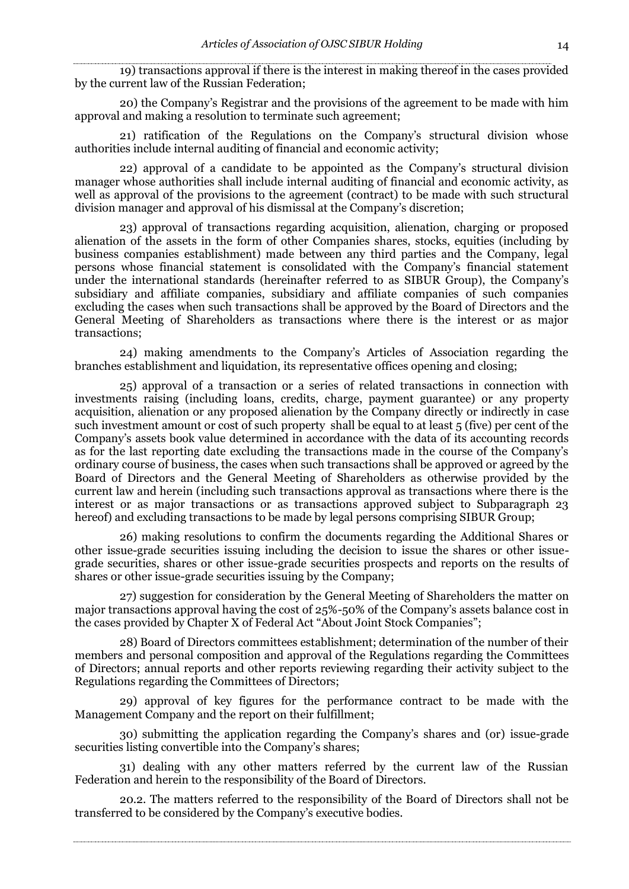19) transactions approval if there is the interest in making thereof in the cases provided by the current law of the Russian Federation;

20) the Company's Registrar and the provisions of the agreement to be made with him approval and making a resolution to terminate such agreement;

21) ratification of the Regulations on the Company's structural division whose authorities include internal auditing of financial and economic activity;

22) approval of a candidate to be appointed as the Company's structural division manager whose authorities shall include internal auditing of financial and economic activity, as well as approval of the provisions to the agreement (contract) to be made with such structural division manager and approval of his dismissal at the Company's discretion;

23) approval of transactions regarding acquisition, alienation, charging or proposed alienation of the assets in the form of other Companies shares, stocks, equities (including by business companies establishment) made between any third parties and the Company, legal persons whose financial statement is consolidated with the Company's financial statement under the international standards (hereinafter referred to as SIBUR Group), the Company's subsidiary and affiliate companies, subsidiary and affiliate companies of such companies excluding the cases when such transactions shall be approved by the Board of Directors and the General Meeting of Shareholders as transactions where there is the interest or as major transactions;

24) making amendments to the Company's Articles of Association regarding the branches establishment and liquidation, its representative offices opening and closing;

25) approval of a transaction or a series of related transactions in connection with investments raising (including loans, credits, charge, payment guarantee) or any property acquisition, alienation or any proposed alienation by the Company directly or indirectly in case such investment amount or cost of such property shall be equal to at least 5 (five) per cent of the Company's assets book value determined in accordance with the data of its accounting records as for the last reporting date excluding the transactions made in the course of the Company's ordinary course of business, the cases when such transactions shall be approved or agreed by the Board of Directors and the General Meeting of Shareholders as otherwise provided by the current law and herein (including such transactions approval as transactions where there is the interest or as major transactions or as transactions approved subject to Subparagraph 23 hereof) and excluding transactions to be made by legal persons comprising SIBUR Group;

26) making resolutions to confirm the documents regarding the Additional Shares or other issue-grade securities issuing including the decision to issue the shares or other issue-grade securities, shares or other issue-grade securities prospects and reports on the results of shares or other issue-grade securities issuing by the Company;

27) suggestion for consideration by the General Meeting of Shareholders the matter on major transactions approval having the cost of 25%-50% of the Company's assets balance cost in the cases provided by Chapter X of Federal Act "About Joint Stock Companies";

28) Board of Directors committees establishment; determination of the number of their members and personal composition and approval of the Regulations regarding the Committees of Directors; annual reports and other reports reviewing regarding their activity subject to the Regulations regarding the Committees of Directors;

29) approval of key figures for the performance contract to be made with the Management Company and the report on their fulfillment;

30) submitting the application regarding the Company's shares and (or) issue-grade securities listing convertible into the Company's shares;

31) dealing with any other matters referred by the current law of the Russian Federation and herein to the responsibility of the Board of Directors.

20.2. The matters referred to the responsibility of the Board of Directors shall not be transferred to be considered by the Company's executive bodies.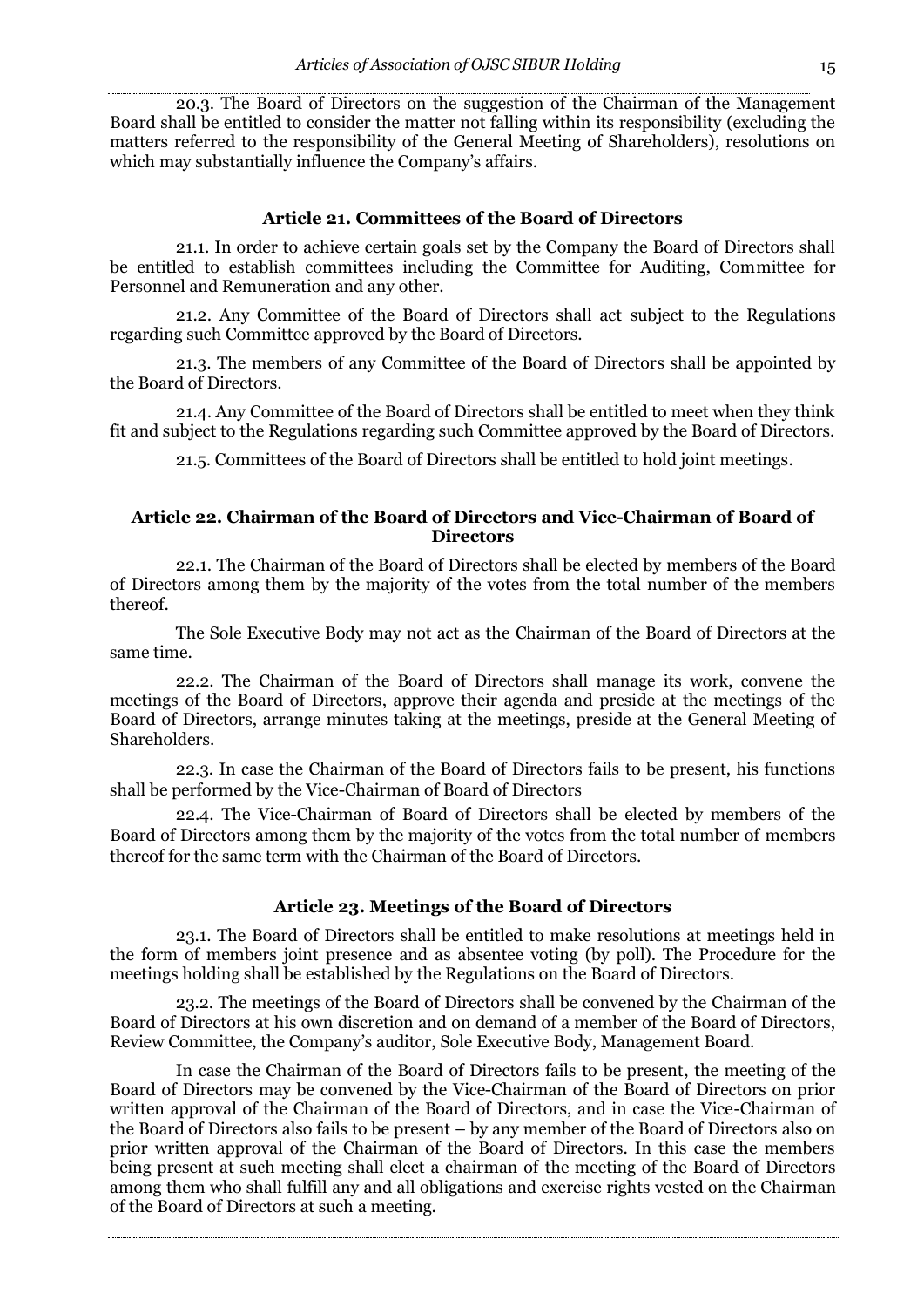20.3. The Board of Directors on the suggestion of the Chairman of the Management Board shall be entitled to consider the matter not falling within its responsibility (excluding the matters referred to the responsibility of the General Meeting of Shareholders), resolutions on which may substantially influence the Company's affairs.

### Article 21. Committees of the Board of Directors

21.1. In order to achieve certain goals set by the Company the Board of Directors shall be entitled to establish committees including the Committee for Auditing, Committee for Personnel and Remuneration and any other.

21.2. Any Committee of the Board of Directors shall act subject to the Regulations regarding such Committee approved by the Board of Directors.

21.3. The members of any Committee of the Board of Directors shall be appointed by the Board of Directors.

21.4. Any Committee of the Board of Directors shall be entitled to meet when they think fit and subject to the Regulations regarding such Committee approved by the Board of Directors.

21.5. Committees of the Board of Directors shall be entitled to hold joint meetings.

### Article 22. Chairman of the Board of Directors and Vice-Chairman of Board of Directors

22.1. The Chairman of the Board of Directors shall be elected by members of the Board of Directors among them by the majority of the votes from the total number of the members thereof.

The Sole Executive Body may not act as the Chairman of the Board of Directors at the same time.

22.2. The Chairman of the Board of Directors shall manage its work, convene the meetings of the Board of Directors, approve their agenda and preside at the meetings of the Board of Directors, arrange minutes taking at the meetings, preside at the General Meeting of Shareholders.

22.3. In case the Chairman of the Board of Directors fails to be present, his functions shall be performed by the Vice-Chairman of Board of Directors

22.4. The Vice-Chairman of Board of Directors shall be elected by members of the Board of Directors among them by the majority of the votes from the total number of members thereof for the same term with the Chairman of the Board of Directors.

### Article 23. Meetings of the Board of Directors

23.1. The Board of Directors shall be entitled to make resolutions at meetings held in the form of members joint presence and as absentee voting (by poll). The Procedure for the meetings holding shall be established by the Regulations on the Board of Directors.

23.2. The meetings of the Board of Directors shall be convened by the Chairman of the Board of Directors at his own discretion and on demand of a member of the Board of Directors, Review Committee, the Company's auditor, Sole Executive Body, Management Board.

In case the Chairman of the Board of Directors fails to be present, the meeting of the Board of Directors may be convened by the Vice-Chairman of the Board of Directors on prior written approval of the Chairman of the Board of Directors, and in case the Vice-Chairman of the Board of Directors also fails to be present – by any member of the Board of Directors also on prior written approval of the Chairman of the Board of Directors. In this case the members being present at such meeting shall elect a chairman of the meeting of the Board of Directors among them who shall fulfill any and all obligations and exercise rights vested on the Chairman of the Board of Directors at such a meeting.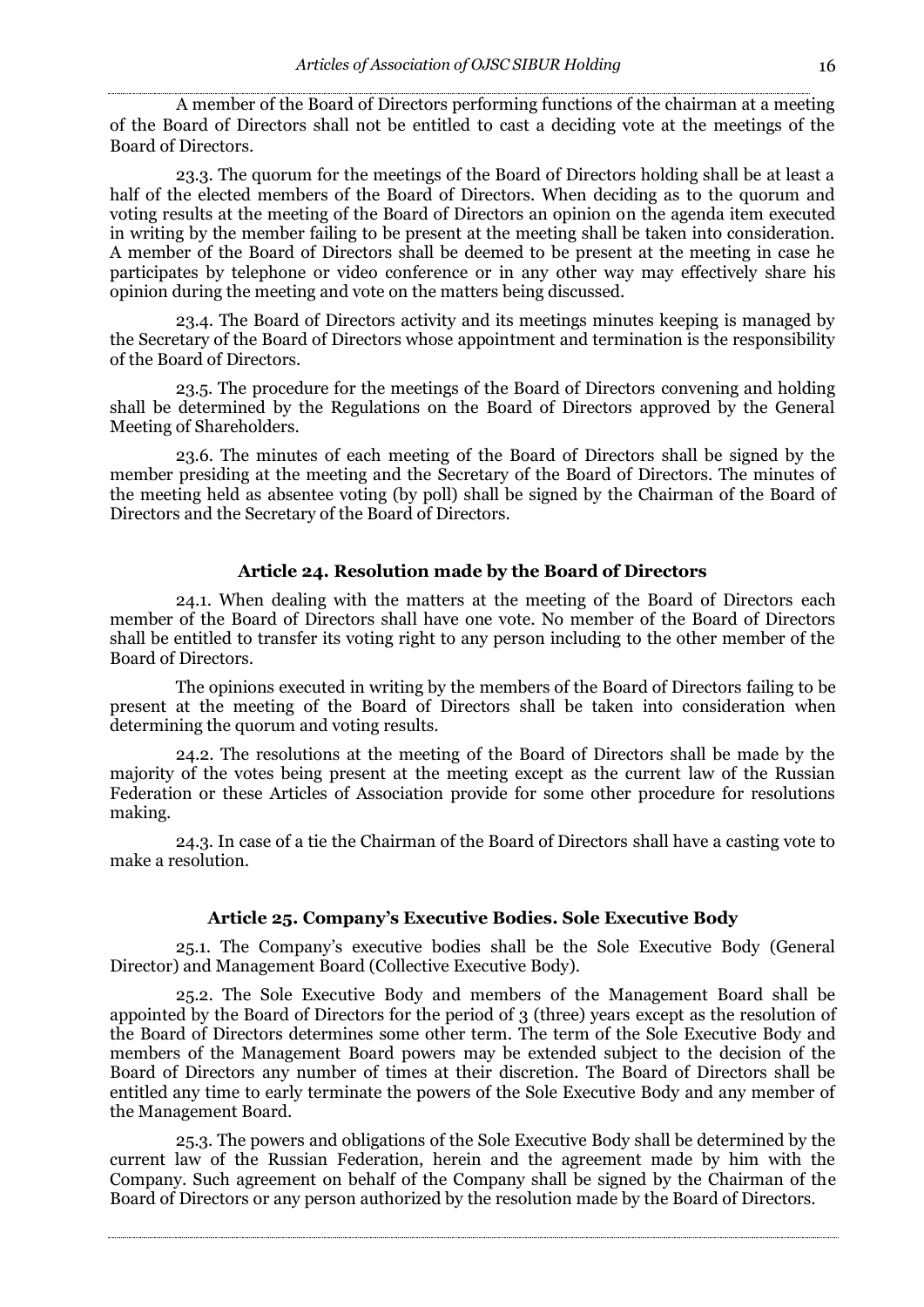A member of the Board of Directors performing functions of the chairman at a meeting of the Board of Directors shall not be entitled to cast a deciding vote at the meetings of the Board of Directors.

23.3. The quorum for the meetings of the Board of Directors holding shall be at least a half of the elected members of the Board of Directors. When deciding as to the quorum and voting results at the meeting of the Board of Directors an opinion on the agenda item executed in writing by the member failing to be present at the meeting shall be taken into consideration. A member of the Board of Directors shall be deemed to be present at the meeting in case he participates by telephone or video conference or in any other way may effectively share his opinion during the meeting and vote on the matters being discussed.

23.4. The Board of Directors activity and its meetings minutes keeping is managed by the Secretary of the Board of Directors whose appointment and termination is the responsibility of the Board of Directors.

23.5. The procedure for the meetings of the Board of Directors convening and holding shall be determined by the Regulations on the Board of Directors approved by the General Meeting of Shareholders.

23.6. The minutes of each meeting of the Board of Directors shall be signed by the member presiding at the meeting and the Secretary of the Board of Directors. The minutes of the meeting held as absentee voting (by poll) shall be signed by the Chairman of the Board of Directors and the Secretary of the Board of Directors.

### Article 24. Resolution made by the Board of Directors

24.1. When dealing with the matters at the meeting of the Board of Directors each member of the Board of Directors shall have one vote. No member of the Board of Directors shall be entitled to transfer its voting right to any person including to the other member of the Board of Directors.

The opinions executed in writing by the members of the Board of Directors failing to be present at the meeting of the Board of Directors shall be taken into consideration when determining the quorum and voting results.

24.2. The resolutions at the meeting of the Board of Directors shall be made by the majority of the votes being present at the meeting except as the current law of the Russian Federation or these Articles of Association provide for some other procedure for resolutions making.

24.3. In case of a tie the Chairman of the Board of Directors shall have a casting vote to make a resolution.

### Article 25. Company's Executive Bodies. Sole Executive Body

25.1. The Company's executive bodies shall be the Sole Executive Body (General Director) and Management Board (Collective Executive Body).

25.2. The Sole Executive Body and members of the Management Board shall be appointed by the Board of Directors for the period of 3 (three) years except as the resolution of the Board of Directors determines some other term. The term of the Sole Executive Body and members of the Management Board powers may be extended subject to the decision of the Board of Directors any number of times at their discretion. The Board of Directors shall be entitled any time to early terminate the powers of the Sole Executive Body and any member of the Management Board.

25.3. The powers and obligations of the Sole Executive Body shall be determined by the current law of the Russian Federation, herein and the agreement made by him with the Company. Such agreement on behalf of the Company shall be signed by the Chairman of the Board of Directors or any person authorized by the resolution made by the Board of Directors.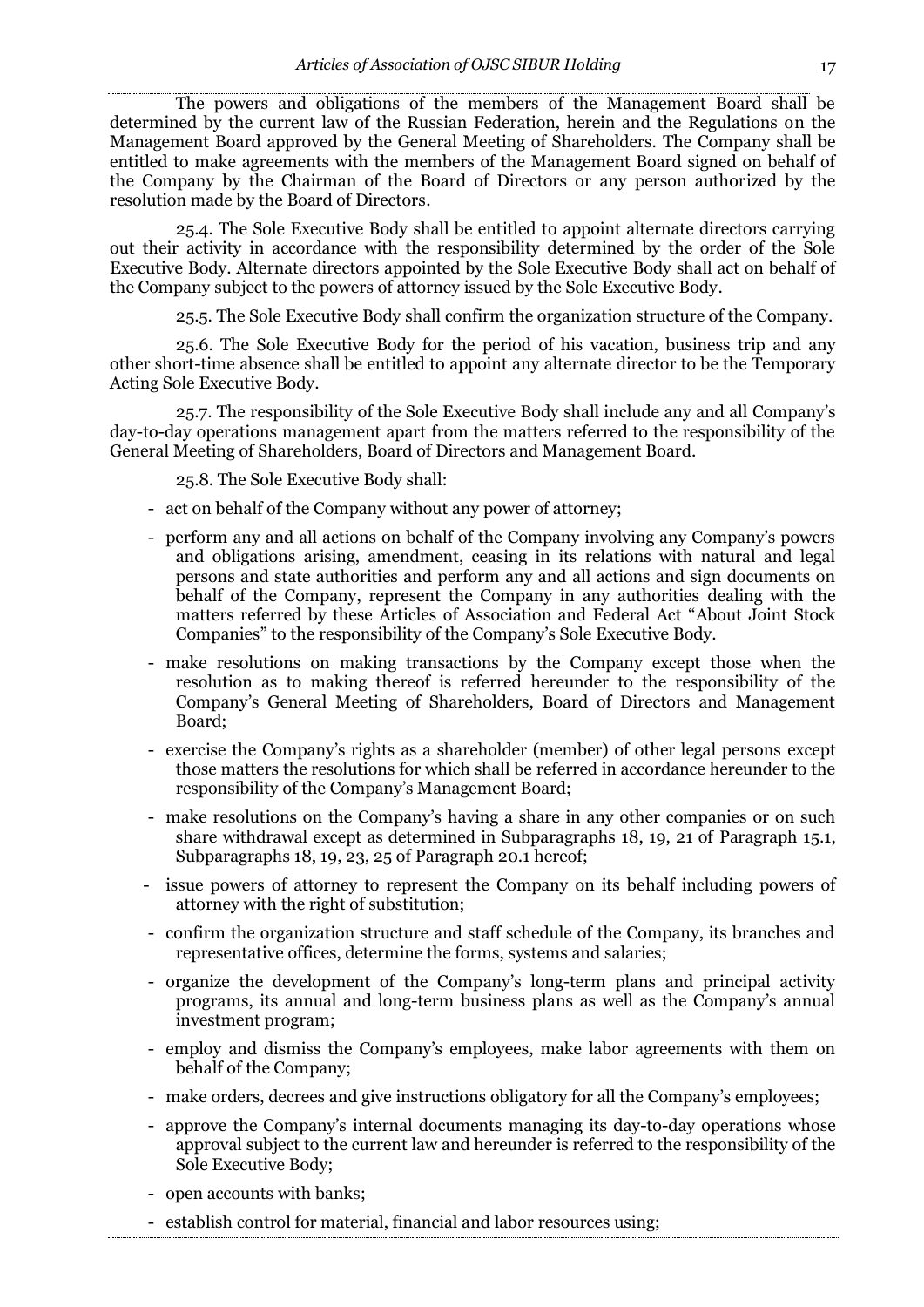The powers and obligations of the members of the Management Board shall be determined by the current law of the Russian Federation, herein and the Regulations on the Management Board approved by the General Meeting of Shareholders. The Company shall be entitled to make agreements with the members of the Management Board signed on behalf of the Company by the Chairman of the Board of Directors or any person authorized by the resolution made by the Board of Directors.

25.4. The Sole Executive Body shall be entitled to appoint alternate directors carrying out their activity in accordance with the responsibility determined by the order of the Sole Executive Body. Alternate directors appointed by the Sole Executive Body shall act on behalf of the Company subject to the powers of attorney issued by the Sole Executive Body.

25.5. The Sole Executive Body shall confirm the organization structure of the Company.

25.6. The Sole Executive Body for the period of his vacation, business trip and any other short-time absence shall be entitled to appoint any alternate director to be the Temporary Acting Sole Executive Body.

25.7. The responsibility of the Sole Executive Body shall include any and all Company's day-to-day operations management apart from the matters referred to the responsibility of the General Meeting of Shareholders, Board of Directors and Management Board.

25.8. The Sole Executive Body shall:

- act on behalf of the Company without any power of attorney;
- perform any and all actions on behalf of the Company involving any Company's powers and obligations arising, amendment, ceasing in its relations with natural and legal persons and state authorities and perform any and all actions and sign documents on behalf of the Company, represent the Company in any authorities dealing with the matters referred by these Articles of Association and Federal Act "About Joint Stock Companies" to the responsibility of the Company's Sole Executive Body.
- make resolutions on making transactions by the Company except those when the resolution as to making thereof is referred hereunder to the responsibility of the Company's General Meeting of Shareholders, Board of Directors and Management Board;
- exercise the Company's rights as a shareholder (member) of other legal persons except those matters the resolutions for which shall be referred in accordance hereunder to the responsibility of the Company's Management Board;
- make resolutions on the Company's having a share in any other companies or on such share withdrawal except as determined in Subparagraphs 18, 19, 21 of Paragraph 15.1, Subparagraphs 18, 19, 23, 25 of Paragraph 20.1 hereof;
- issue powers of attorney to represent the Company on its behalf including powers of attorney with the right of substitution;
- confirm the organization structure and staff schedule of the Company, its branches and representative offices, determine the forms, systems and salaries;
- organize the development of the Company's long-term plans and principal activity programs, its annual and long-term business plans as well as the Company's annual investment program;
- employ and dismiss the Company's employees, make labor agreements with them on behalf of the Company;
- make orders, decrees and give instructions obligatory for all the Company's employees;
- approve the Company's internal documents managing its day-to-day operations whose approval subject to the current law and hereunder is referred to the responsibility of the Sole Executive Body;
- open accounts with banks;
- establish control for material, financial and labor resources using;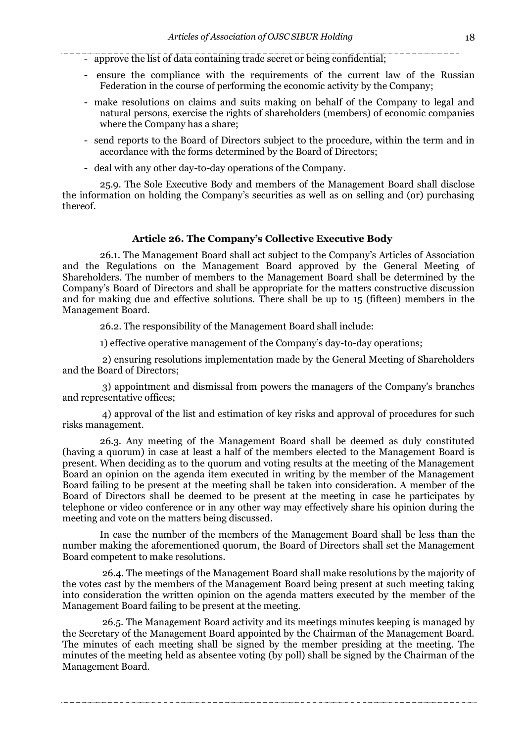- approve the list of data containing trade secret or being confidential;
- ensure the compliance with the requirements of the current law of the Russian Federation in the course of performing the economic activity by the Company;
- make resolutions on claims and suits making on behalf of the Company to legal and natural persons, exercise the rights of shareholders (members) of economic companies where the Company has a share;
- send reports to the Board of Directors subject to the procedure, within the term and in accordance with the forms determined by the Board of Directors;
- deal with any other day-to-day operations of the Company.

25.9. The Sole Executive Body and members of the Management Board shall disclose the information on holding the Company's securities as well as on selling and (or) purchasing thereof.

### Article 26. The Company's Collective Executive Body

26.1. The Management Board shall act subject to the Company's Articles of Association and the Regulations on the Management Board approved by the General Meeting of Shareholders. The number of members to the Management Board shall be determined by the Company's Board of Directors and shall be appropriate for the matters constructive discussion and for making due and effective solutions. There shall be up to 15 (fifteen) members in the Management Board.

26.2. The responsibility of the Management Board shall include:

1) effective operative management of the Company's day-to-day operations;

2) ensuring resolutions implementation made by the General Meeting of Shareholders and the Board of Directors;

3) appointment and dismissal from powers the managers of the Company's branches and representative offices;

4) approval of the list and estimation of key risks and approval of procedures for such risks management.

26.3. Any meeting of the Management Board shall be deemed as duly constituted (having a quorum) in case at least a half of the members elected to the Management Board is present. When deciding as to the quorum and voting results at the meeting of the Management Board an opinion on the agenda item executed in writing by the member of the Management Board failing to be present at the meeting shall be taken into consideration. A member of the Board of Directors shall be deemed to be present at the meeting in case he participates by telephone or video conference or in any other way may effectively share his opinion during the meeting and vote on the matters being discussed.

In case the number of the members of the Management Board shall be less than the number making the aforementioned quorum, the Board of Directors shall set the Management Board competent to make resolutions.

26.4. The meetings of the Management Board shall make resolutions by the majority of the votes cast by the members of the Management Board being present at such meeting taking into consideration the written opinion on the agenda matters executed by the member of the Management Board failing to be present at the meeting.

26.5. The Management Board activity and its meetings minutes keeping is managed by the Secretary of the Management Board appointed by the Chairman of the Management Board. The minutes of each meeting shall be signed by the member presiding at the meeting. The minutes of the meeting held as absentee voting (by poll) shall be signed by the Chairman of the Management Board.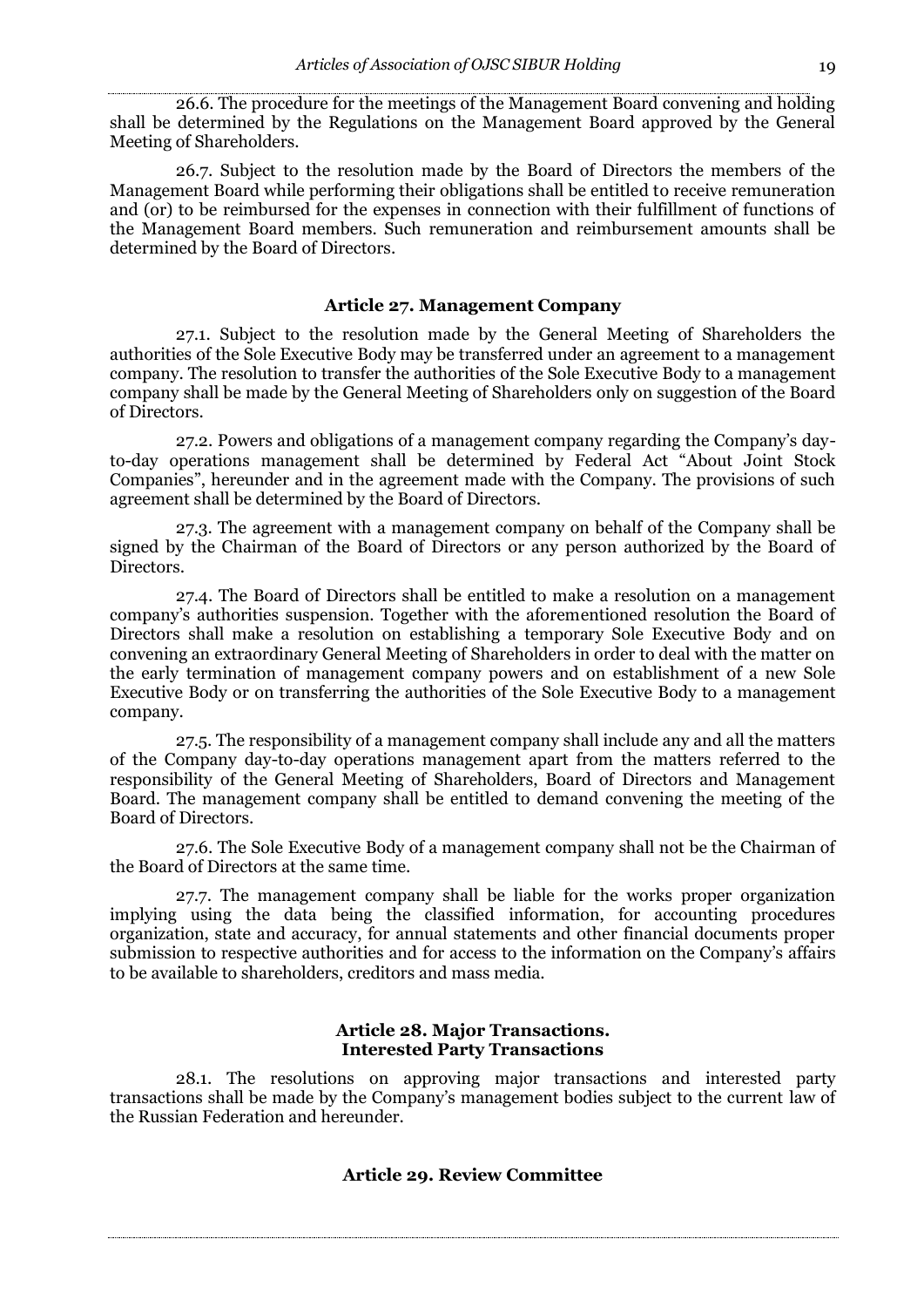26.6. The procedure for the meetings of the Management Board convening and holding shall be determined by the Regulations on the Management Board approved by the General Meeting of Shareholders.

26.7. Subject to the resolution made by the Board of Directors the members of the Management Board while performing their obligations shall be entitled to receive remuneration and (or) to be reimbursed for the expenses in connection with their fulfillment of functions of the Management Board members. Such remuneration and reimbursement amounts shall be determined by the Board of Directors.

### Article 27. Management Company

27.1. Subject to the resolution made by the General Meeting of Shareholders the authorities of the Sole Executive Body may be transferred under an agreement to a management company. The resolution to transfer the authorities of the Sole Executive Body to a management company shall be made by the General Meeting of Shareholders only on suggestion of the Board of Directors.

27.2. Powers and obligations of a management company regarding the Company's day-to-day operations management shall be determined by Federal Act "About Joint Stock Companies", hereunder and in the agreement made with the Company. The provisions of such agreement shall be determined by the Board of Directors.

27.3. The agreement with a management company on behalf of the Company shall be signed by the Chairman of the Board of Directors or any person authorized by the Board of Directors.

27.4. The Board of Directors shall be entitled to make a resolution on a management company's authorities suspension. Together with the aforementioned resolution the Board of Directors shall make a resolution on establishing a temporary Sole Executive Body and on convening an extraordinary General Meeting of Shareholders in order to deal with the matter on the early termination of management company powers and on establishment of a new Sole Executive Body or on transferring the authorities of the Sole Executive Body to a management company.

27.5. The responsibility of a management company shall include any and all the matters of the Company day-to-day operations management apart from the matters referred to the responsibility of the General Meeting of Shareholders, Board of Directors and Management Board. The management company shall be entitled to demand convening the meeting of the Board of Directors.

27.6. The Sole Executive Body of a management company shall not be the Chairman of the Board of Directors at the same time.

27.7. The management company shall be liable for the works proper organization implying using the data being the classified information, for accounting procedures organization, state and accuracy, for annual statements and other financial documents proper submission to respective authorities and for access to the information on the Company's affairs to be available to shareholders, creditors and mass media.

### Article 28. Major Transactions. Interested Party Transactions

28.1. The resolutions on approving major transactions and interested party transactions shall be made by the Company's management bodies subject to the current law of the Russian Federation and hereunder.

### Article 29. Review Committee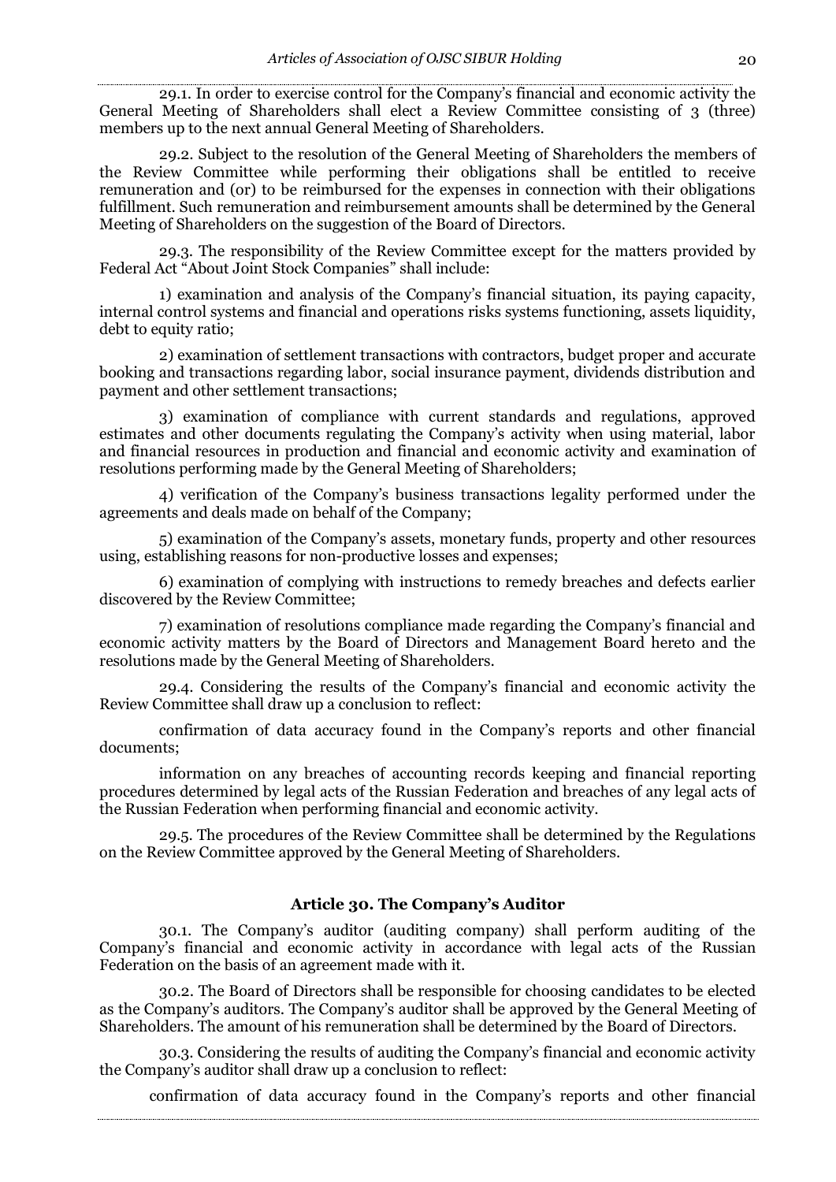29.1. In order to exercise control for the Company's financial and economic activity the General Meeting of Shareholders shall elect a Review Committee consisting of 3 (three) members up to the next annual General Meeting of Shareholders.

29.2. Subject to the resolution of the General Meeting of Shareholders the members of the Review Committee while performing their obligations shall be entitled to receive remuneration and (or) to be reimbursed for the expenses in connection with their obligations fulfillment. Such remuneration and reimbursement amounts shall be determined by the General Meeting of Shareholders on the suggestion of the Board of Directors.

29.3. The responsibility of the Review Committee except for the matters provided by Federal Act "About Joint Stock Companies" shall include:

1) examination and analysis of the Company's financial situation, its paying capacity, internal control systems and financial and operations risks systems functioning, assets liquidity, debt to equity ratio;

2) examination of settlement transactions with contractors, budget proper and accurate booking and transactions regarding labor, social insurance payment, dividends distribution and payment and other settlement transactions;

3) examination of compliance with current standards and regulations, approved estimates and other documents regulating the Company's activity when using material, labor and financial resources in production and financial and economic activity and examination of resolutions performing made by the General Meeting of Shareholders;

4) verification of the Company's business transactions legality performed under the agreements and deals made on behalf of the Company;

5) examination of the Company's assets, monetary funds, property and other resources using, establishing reasons for non-productive losses and expenses;

6) examination of complying with instructions to remedy breaches and defects earlier discovered by the Review Committee;

7) examination of resolutions compliance made regarding the Company's financial and economic activity matters by the Board of Directors and Management Board hereto and the resolutions made by the General Meeting of Shareholders.

29.4. Considering the results of the Company's financial and economic activity the Review Committee shall draw up a conclusion to reflect:

confirmation of data accuracy found in the Company's reports and other financial documents;

information on any breaches of accounting records keeping and financial reporting procedures determined by legal acts of the Russian Federation and breaches of any legal acts of the Russian Federation when performing financial and economic activity.

29.5. The procedures of the Review Committee shall be determined by the Regulations on the Review Committee approved by the General Meeting of Shareholders.

### Article 30. The Company's Auditor

30.1. The Company's auditor (auditing company) shall perform auditing of the Company's financial and economic activity in accordance with legal acts of the Russian Federation on the basis of an agreement made with it.

30.2. The Board of Directors shall be responsible for choosing candidates to be elected as the Company's auditors. The Company's auditor shall be approved by the General Meeting of Shareholders. The amount of his remuneration shall be determined by the Board of Directors.

30.3. Considering the results of auditing the Company's financial and economic activity the Company's auditor shall draw up a conclusion to reflect:

confirmation of data accuracy found in the Company's reports and other financial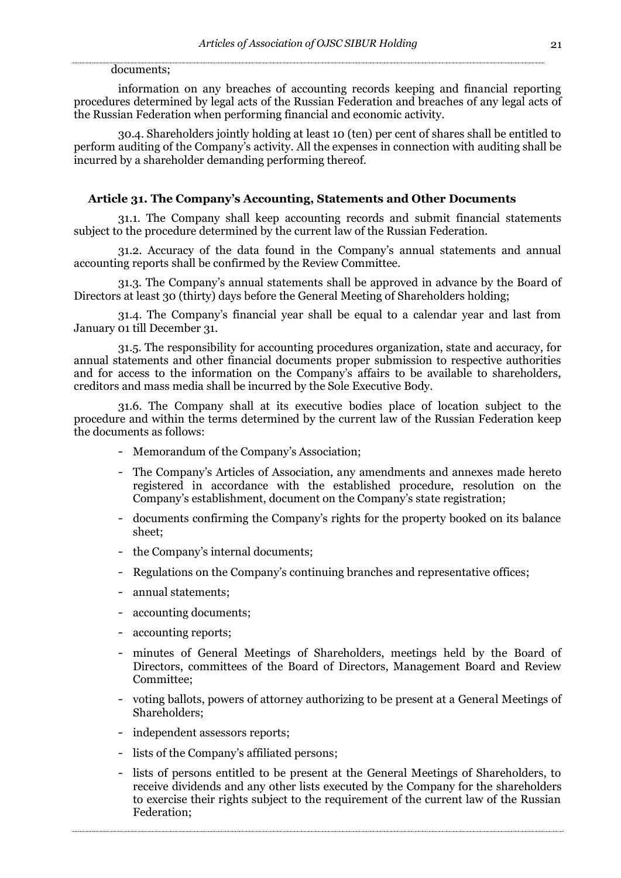documents;

information on any breaches of accounting records keeping and financial reporting procedures determined by legal acts of the Russian Federation and breaches of any legal acts of the Russian Federation when performing financial and economic activity.

30.4. Shareholders jointly holding at least 10 (ten) per cent of shares shall be entitled to perform auditing of the Company's activity. All the expenses in connection with auditing shall be incurred by a shareholder demanding performing thereof.

### Article 31. The Company's Accounting, Statements and Other Documents

31.1. The Company shall keep accounting records and submit financial statements subject to the procedure determined by the current law of the Russian Federation.

31.2. Accuracy of the data found in the Company's annual statements and annual accounting reports shall be confirmed by the Review Committee.

31.3. The Company's annual statements shall be approved in advance by the Board of Directors at least 30 (thirty) days before the General Meeting of Shareholders holding;

31.4. The Company's financial year shall be equal to a calendar year and last from January 01 till December 31.

31.5. The responsibility for accounting procedures organization, state and accuracy, for annual statements and other financial documents proper submission to respective authorities and for access to the information on the Company's affairs to be available to shareholders, creditors and mass media shall be incurred by the Sole Executive Body.

31.6. The Company shall at its executive bodies place of location subject to the procedure and within the terms determined by the current law of the Russian Federation keep the documents as follows:

- Memorandum of the Company's Association;
- The Company's Articles of Association, any amendments and annexes made hereto registered in accordance with the established procedure, resolution on the Company's establishment, document on the Company's state registration;
- documents confirming the Company's rights for the property booked on its balance sheet;
- the Company's internal documents;
- Regulations on the Company's continuing branches and representative offices;
- annual statements;
- accounting documents;
- accounting reports;
- minutes of General Meetings of Shareholders, meetings held by the Board of Directors, committees of the Board of Directors, Management Board and Review Committee;
- voting ballots, powers of attorney authorizing to be present at a General Meetings of Shareholders;
- independent assessors reports;
- lists of the Company's affiliated persons;
- lists of persons entitled to be present at the General Meetings of Shareholders, to receive dividends and any other lists executed by the Company for the shareholders to exercise their rights subject to the requirement of the current law of the Russian Federation;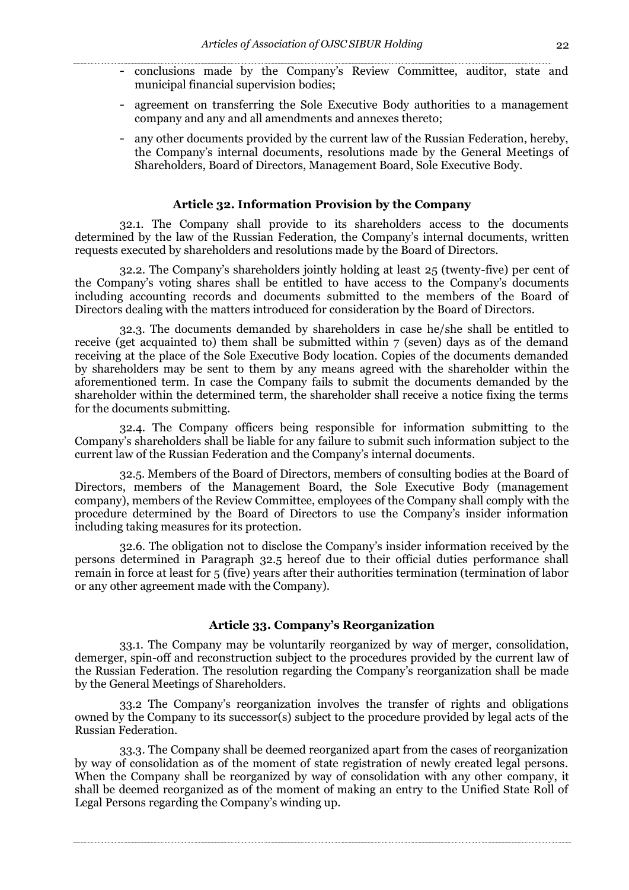- conclusions made by the Company's Review Committee, auditor, state and municipal financial supervision bodies;
- agreement on transferring the Sole Executive Body authorities to a management company and any and all amendments and annexes thereto;
- any other documents provided by the current law of the Russian Federation, hereby, the Company's internal documents, resolutions made by the General Meetings of Shareholders, Board of Directors, Management Board, Sole Executive Body.

### Article 32. Information Provision by the Company

32.1. The Company shall provide to its shareholders access to the documents determined by the law of the Russian Federation, the Company's internal documents, written requests executed by shareholders and resolutions made by the Board of Directors.

32.2. The Company's shareholders jointly holding at least 25 (twenty-five) per cent of the Company's voting shares shall be entitled to have access to the Company's documents including accounting records and documents submitted to the members of the Board of Directors dealing with the matters introduced for consideration by the Board of Directors.

32.3. The documents demanded by shareholders in case he/she shall be entitled to receive (get acquainted to) them shall be submitted within 7 (seven) days as of the demand receiving at the place of the Sole Executive Body location. Copies of the documents demanded by shareholders may be sent to them by any means agreed with the shareholder within the aforementioned term. In case the Company fails to submit the documents demanded by the shareholder within the determined term, the shareholder shall receive a notice fixing the terms for the documents submitting.

32.4. The Company officers being responsible for information submitting to the Company's shareholders shall be liable for any failure to submit such information subject to the current law of the Russian Federation and the Company's internal documents.

32.5. Members of the Board of Directors, members of consulting bodies at the Board of Directors, members of the Management Board, the Sole Executive Body (management company), members of the Review Committee, employees of the Company shall comply with the procedure determined by the Board of Directors to use the Company's insider information including taking measures for its protection.

32.6. The obligation not to disclose the Company's insider information received by the persons determined in Paragraph 32.5 hereof due to their official duties performance shall remain in force at least for 5 (five) years after their authorities termination (termination of labor or any other agreement made with the Company).

### Article 33. Company's Reorganization

33.1. The Company may be voluntarily reorganized by way of merger, consolidation, demerger, spin-off and reconstruction subject to the procedures provided by the current law of the Russian Federation. The resolution regarding the Company's reorganization shall be made by the General Meetings of Shareholders.

33.2 The Company's reorganization involves the transfer of rights and obligations owned by the Company to its successor(s) subject to the procedure provided by legal acts of the Russian Federation.

33.3. The Company shall be deemed reorganized apart from the cases of reorganization by way of consolidation as of the moment of state registration of newly created legal persons. When the Company shall be reorganized by way of consolidation with any other company, it shall be deemed reorganized as of the moment of making an entry to the Unified State Roll of Legal Persons regarding the Company's winding up.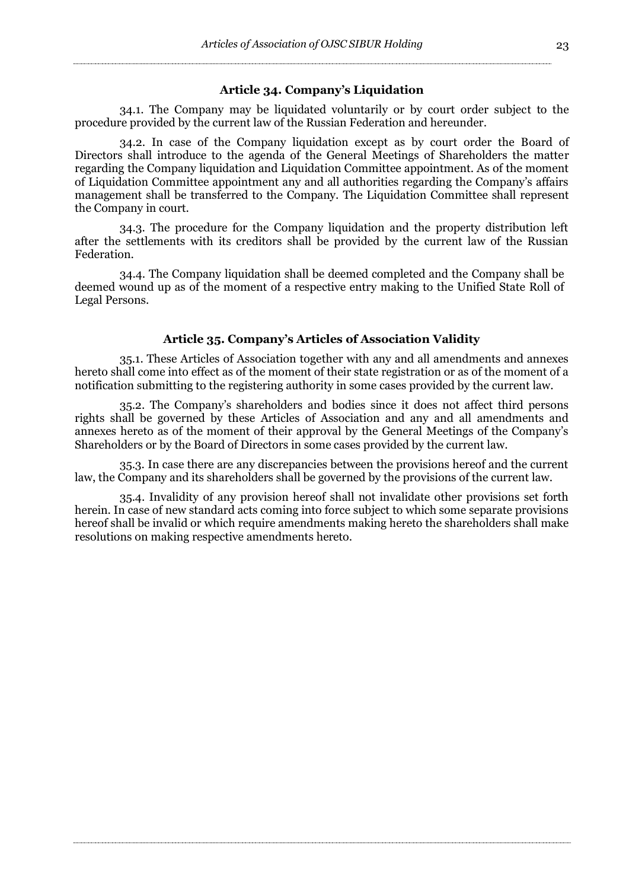### Article 34. Company's Liquidation

34.1. The Company may be liquidated voluntarily or by court order subject to the procedure provided by the current law of the Russian Federation and hereunder.

34.2. In case of the Company liquidation except as by court order the Board of Directors shall introduce to the agenda of the General Meetings of Shareholders the matter regarding the Company liquidation and Liquidation Committee appointment. As of the moment of Liquidation Committee appointment any and all authorities regarding the Company's affairs management shall be transferred to the Company. The Liquidation Committee shall represent the Company in court.

34.3. The procedure for the Company liquidation and the property distribution left after the settlements with its creditors shall be provided by the current law of the Russian Federation.

34.4. The Company liquidation shall be deemed completed and the Company shall be deemed wound up as of the moment of a respective entry making to the Unified State Roll of Legal Persons.

### Article 35. Company's Articles of Association Validity

35.1. These Articles of Association together with any and all amendments and annexes hereto shall come into effect as of the moment of their state registration or as of the moment of a notification submitting to the registering authority in some cases provided by the current law.

35.2. The Company's shareholders and bodies since it does not affect third persons rights shall be governed by these Articles of Association and any and all amendments and annexes hereto as of the moment of their approval by the General Meetings of the Company's Shareholders or by the Board of Directors in some cases provided by the current law.

35.3. In case there are any discrepancies between the provisions hereof and the current law, the Company and its shareholders shall be governed by the provisions of the current law.

35.4. Invalidity of any provision hereof shall not invalidate other provisions set forth herein. In case of new standard acts coming into force subject to which some separate provisions hereof shall be invalid or which require amendments making hereto the shareholders shall make resolutions on making respective amendments hereto.